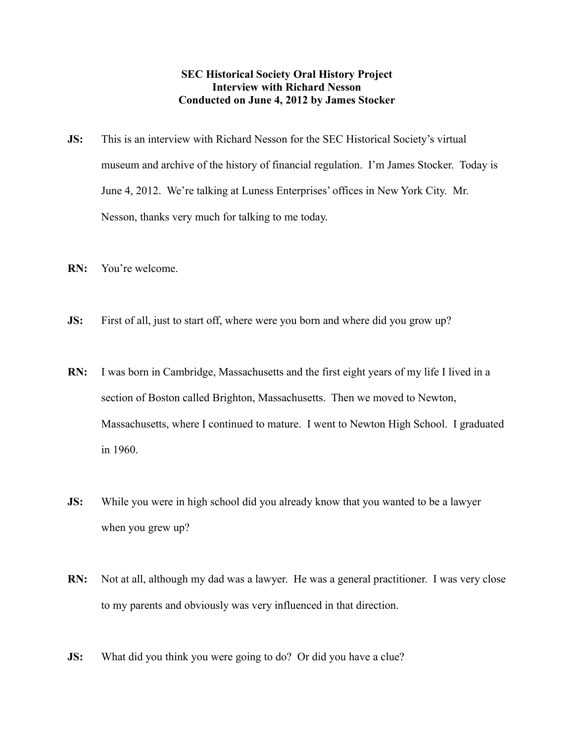**SEC Historical Society Oral History Project**
**Interview with Richard Nesson**
**Conducted on June 4, 2012 by James Stocker**

**JS:** This is an interview with Richard Nesson for the SEC Historical Society's virtual museum and archive of the history of financial regulation. I'm James Stocker. Today is June 4, 2012. We're talking at Luness Enterprises' offices in New York City. Mr. Nesson, thanks very much for talking to me today.

**RN:** You're welcome.

**JS:** First of all, just to start off, where were you born and where did you grow up?

**RN:** I was born in Cambridge, Massachusetts and the first eight years of my life I lived in a section of Boston called Brighton, Massachusetts. Then we moved to Newton, Massachusetts, where I continued to mature. I went to Newton High School. I graduated in 1960.

**JS:** While you were in high school did you already know that you wanted to be a lawyer when you grew up?

**RN:** Not at all, although my dad was a lawyer. He was a general practitioner. I was very close to my parents and obviously was very influenced in that direction.

**JS:** What did you think you were going to do? Or did you have a clue?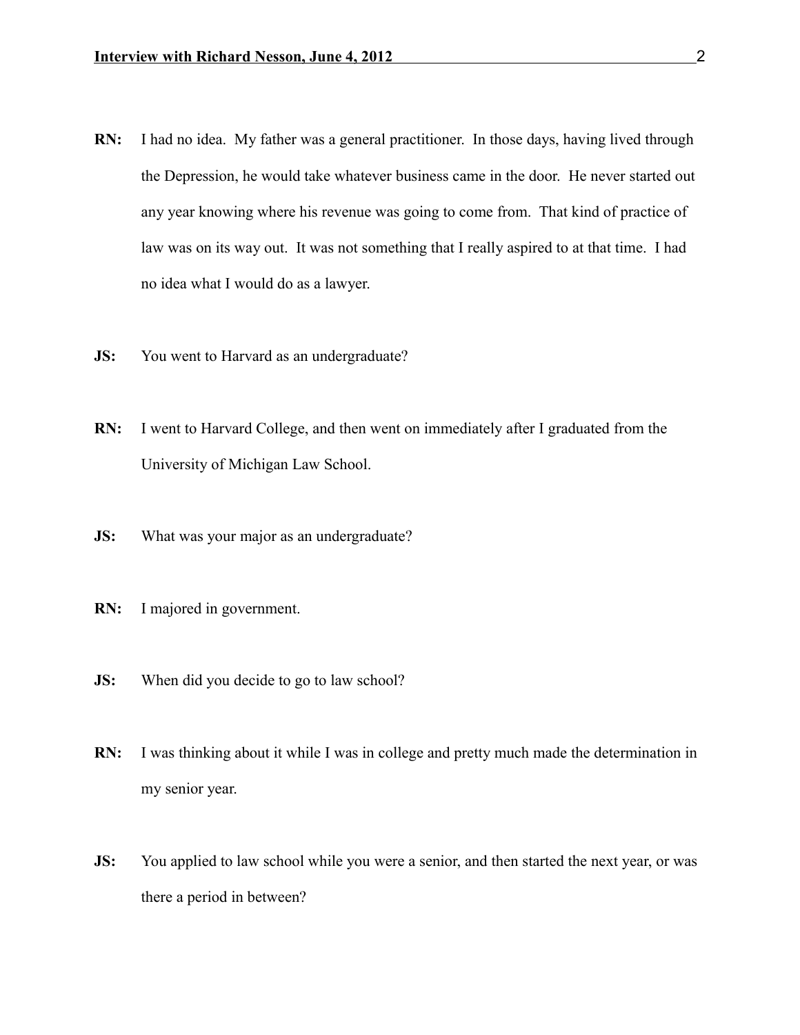**RN:** I had no idea. My father was a general practitioner. In those days, having lived through the Depression, he would take whatever business came in the door. He never started out any year knowing where his revenue was going to come from. That kind of practice of law was on its way out. It was not something that I really aspired to at that time. I had no idea what I would do as a lawyer.

**JS:** You went to Harvard as an undergraduate?

**RN:** I went to Harvard College, and then went on immediately after I graduated from the University of Michigan Law School.

**JS:** What was your major as an undergraduate?

**RN:** I majored in government.

**JS:** When did you decide to go to law school?

**RN:** I was thinking about it while I was in college and pretty much made the determination in my senior year.

**JS:** You applied to law school while you were a senior, and then started the next year, or was there a period in between?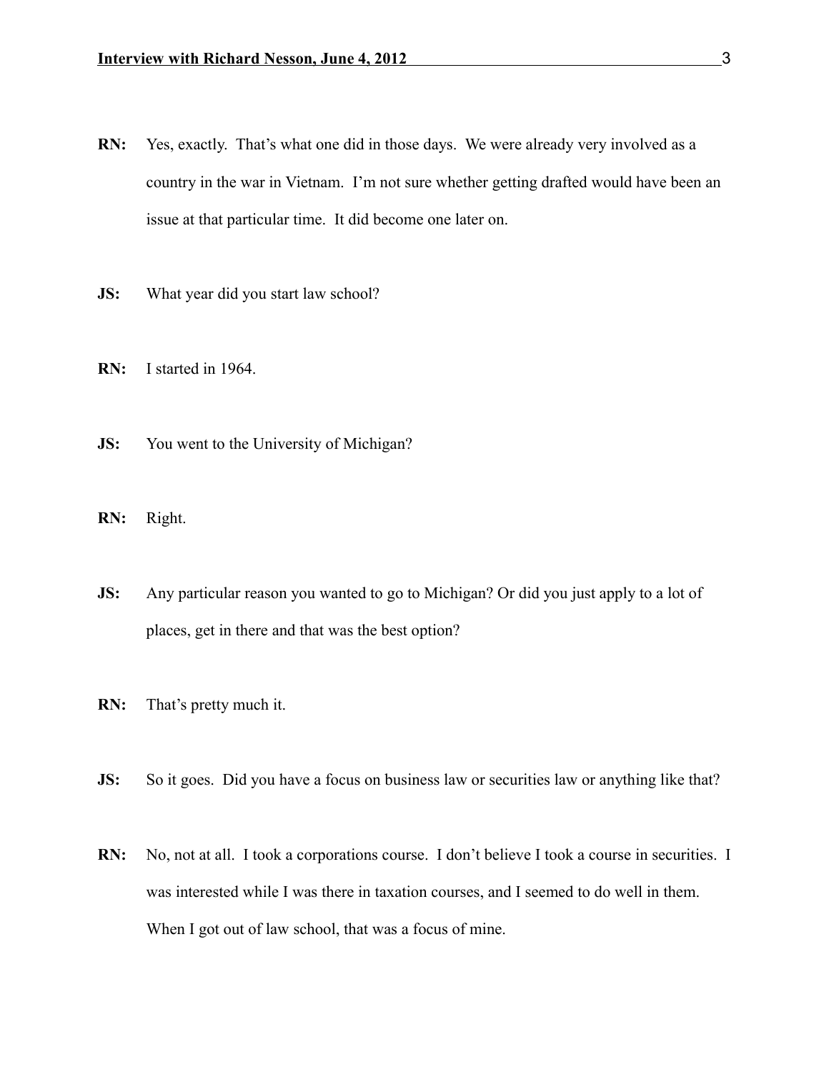**RN:** Yes, exactly. That's what one did in those days. We were already very involved as a country in the war in Vietnam. I'm not sure whether getting drafted would have been an issue at that particular time. It did become one later on.

**JS:** What year did you start law school?

**RN:** I started in 1964.

**JS:** You went to the University of Michigan?

**RN:** Right.

**JS:** Any particular reason you wanted to go to Michigan? Or did you just apply to a lot of places, get in there and that was the best option?

**RN:** That's pretty much it.

**JS:** So it goes. Did you have a focus on business law or securities law or anything like that?

**RN:** No, not at all. I took a corporations course. I don't believe I took a course in securities. I was interested while I was there in taxation courses, and I seemed to do well in them. When I got out of law school, that was a focus of mine.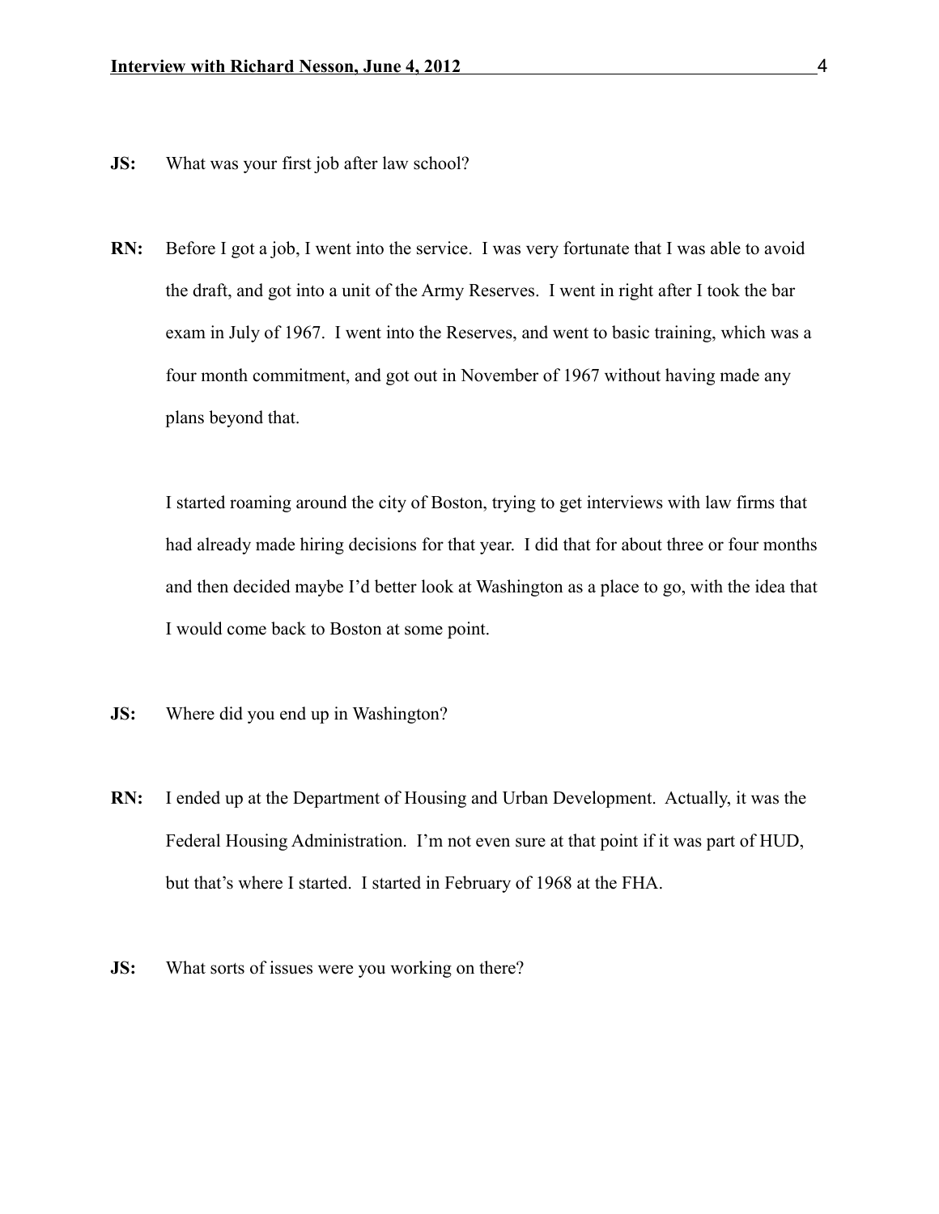**JS:** What was your first job after law school?

**RN:** Before I got a job, I went into the service. I was very fortunate that I was able to avoid the draft, and got into a unit of the Army Reserves. I went in right after I took the bar exam in July of 1967. I went into the Reserves, and went to basic training, which was a four month commitment, and got out in November of 1967 without having made any plans beyond that.

I started roaming around the city of Boston, trying to get interviews with law firms that had already made hiring decisions for that year. I did that for about three or four months and then decided maybe I'd better look at Washington as a place to go, with the idea that I would come back to Boston at some point.

**JS:** Where did you end up in Washington?

**RN:** I ended up at the Department of Housing and Urban Development. Actually, it was the Federal Housing Administration. I'm not even sure at that point if it was part of HUD, but that's where I started. I started in February of 1968 at the FHA.

**JS:** What sorts of issues were you working on there?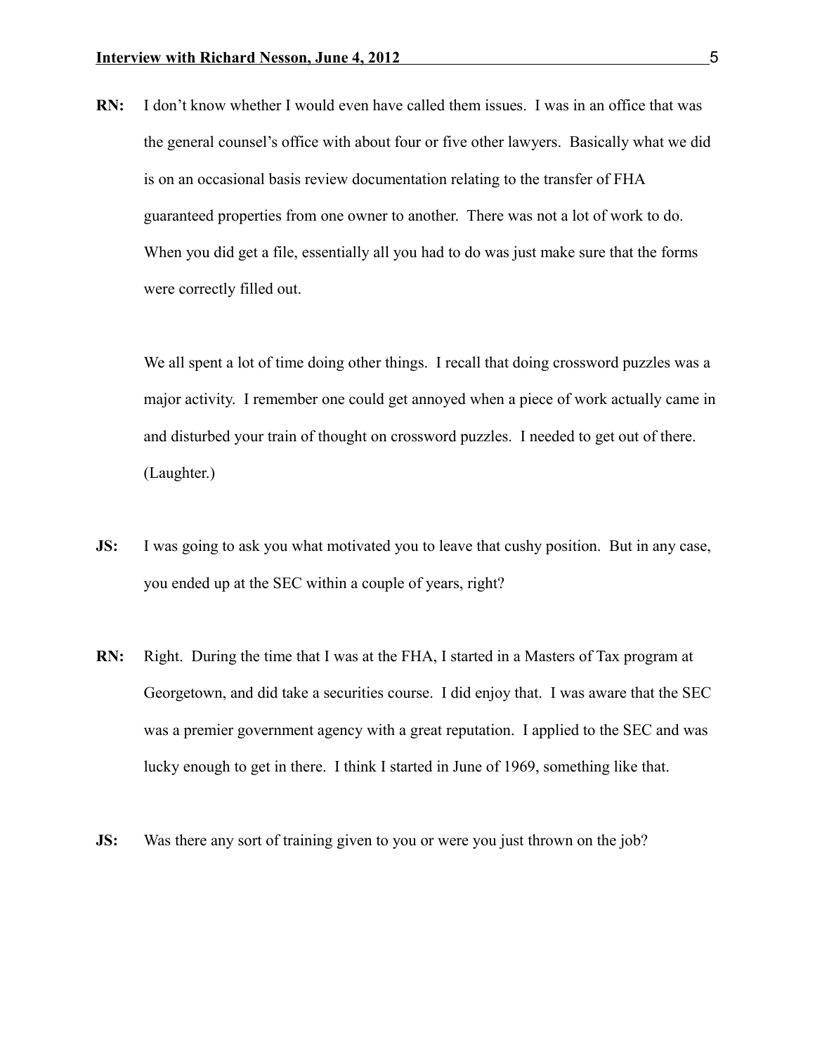**RN:** I don't know whether I would even have called them issues. I was in an office that was the general counsel's office with about four or five other lawyers. Basically what we did is on an occasional basis review documentation relating to the transfer of FHA guaranteed properties from one owner to another. There was not a lot of work to do. When you did get a file, essentially all you had to do was just make sure that the forms were correctly filled out.

We all spent a lot of time doing other things. I recall that doing crossword puzzles was a major activity. I remember one could get annoyed when a piece of work actually came in and disturbed your train of thought on crossword puzzles. I needed to get out of there. (Laughter.)

**JS:** I was going to ask you what motivated you to leave that cushy position. But in any case, you ended up at the SEC within a couple of years, right?

**RN:** Right. During the time that I was at the FHA, I started in a Masters of Tax program at Georgetown, and did take a securities course. I did enjoy that. I was aware that the SEC was a premier government agency with a great reputation. I applied to the SEC and was lucky enough to get in there. I think I started in June of 1969, something like that.

**JS:** Was there any sort of training given to you or were you just thrown on the job?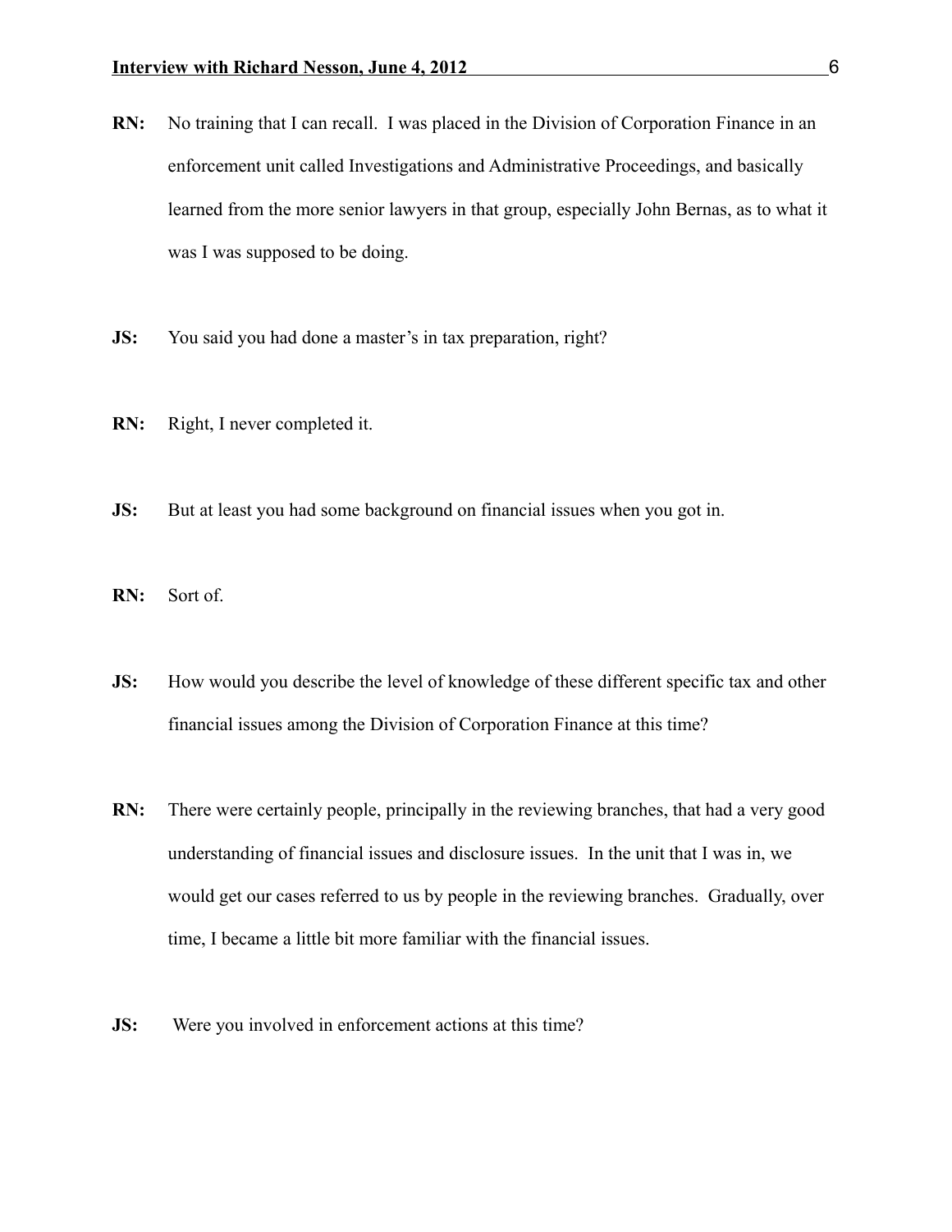**RN:** No training that I can recall. I was placed in the Division of Corporation Finance in an enforcement unit called Investigations and Administrative Proceedings, and basically learned from the more senior lawyers in that group, especially John Bernas, as to what it was I was supposed to be doing.

**JS:** You said you had done a master's in tax preparation, right?

**RN:** Right, I never completed it.

**JS:** But at least you had some background on financial issues when you got in.

**RN:** Sort of.

**JS:** How would you describe the level of knowledge of these different specific tax and other financial issues among the Division of Corporation Finance at this time?

**RN:** There were certainly people, principally in the reviewing branches, that had a very good understanding of financial issues and disclosure issues. In the unit that I was in, we would get our cases referred to us by people in the reviewing branches. Gradually, over time, I became a little bit more familiar with the financial issues.

**JS:** Were you involved in enforcement actions at this time?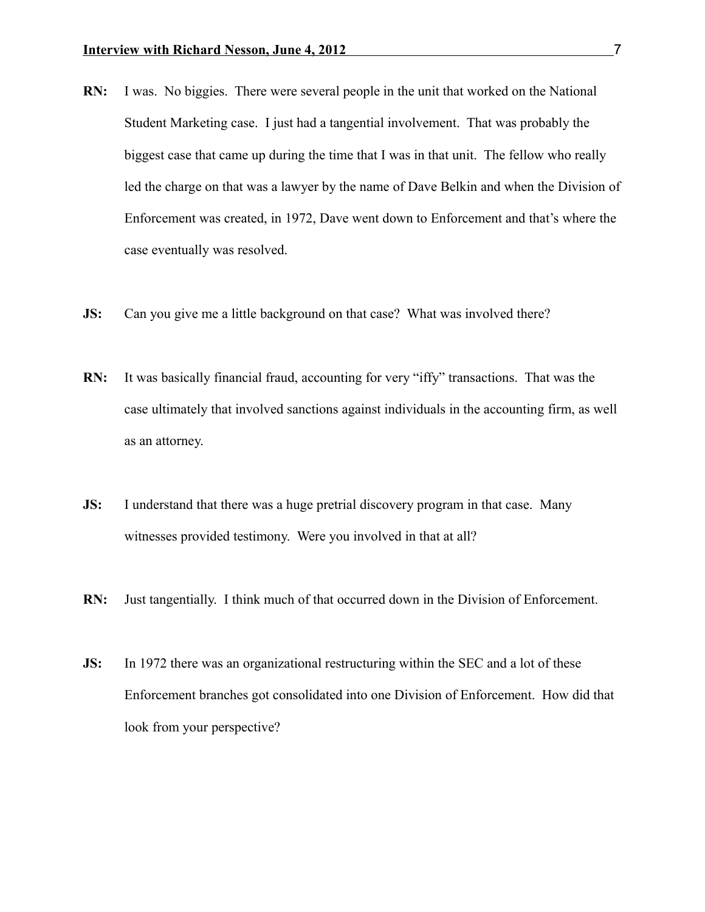**RN:** I was. No biggies. There were several people in the unit that worked on the National Student Marketing case. I just had a tangential involvement. That was probably the biggest case that came up during the time that I was in that unit. The fellow who really led the charge on that was a lawyer by the name of Dave Belkin and when the Division of Enforcement was created, in 1972, Dave went down to Enforcement and that's where the case eventually was resolved.

**JS:** Can you give me a little background on that case? What was involved there?

**RN:** It was basically financial fraud, accounting for very "iffy" transactions. That was the case ultimately that involved sanctions against individuals in the accounting firm, as well as an attorney.

**JS:** I understand that there was a huge pretrial discovery program in that case. Many witnesses provided testimony. Were you involved in that at all?

**RN:** Just tangentially. I think much of that occurred down in the Division of Enforcement.

**JS:** In 1972 there was an organizational restructuring within the SEC and a lot of these Enforcement branches got consolidated into one Division of Enforcement. How did that look from your perspective?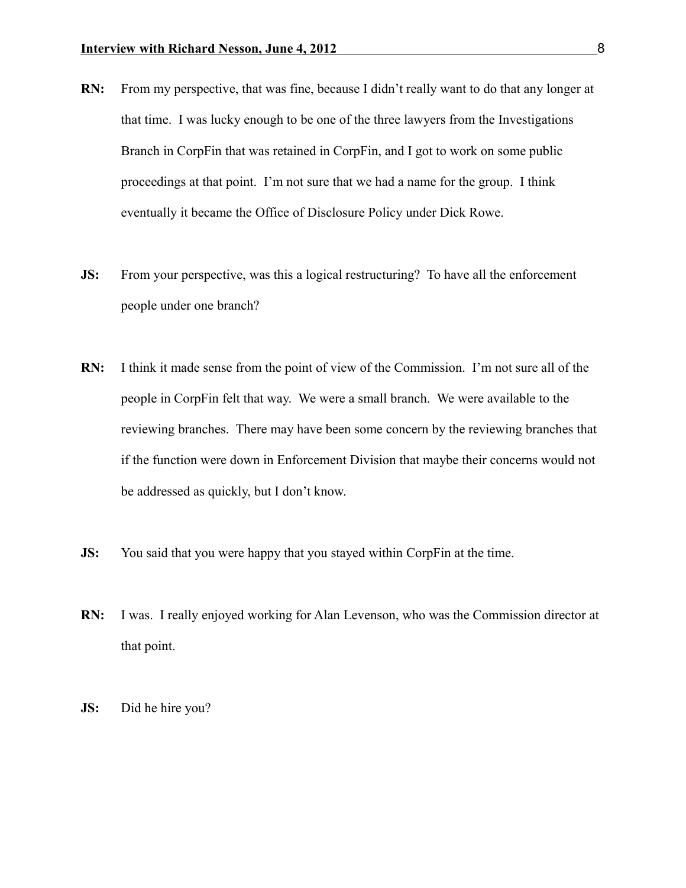**RN:** From my perspective, that was fine, because I didn't really want to do that any longer at that time. I was lucky enough to be one of the three lawyers from the Investigations Branch in CorpFin that was retained in CorpFin, and I got to work on some public proceedings at that point. I'm not sure that we had a name for the group. I think eventually it became the Office of Disclosure Policy under Dick Rowe.

**JS:** From your perspective, was this a logical restructuring? To have all the enforcement people under one branch?

**RN:** I think it made sense from the point of view of the Commission. I'm not sure all of the people in CorpFin felt that way. We were a small branch. We were available to the reviewing branches. There may have been some concern by the reviewing branches that if the function were down in Enforcement Division that maybe their concerns would not be addressed as quickly, but I don't know.

**JS:** You said that you were happy that you stayed within CorpFin at the time.

**RN:** I was. I really enjoyed working for Alan Levenson, who was the Commission director at that point.

**JS:** Did he hire you?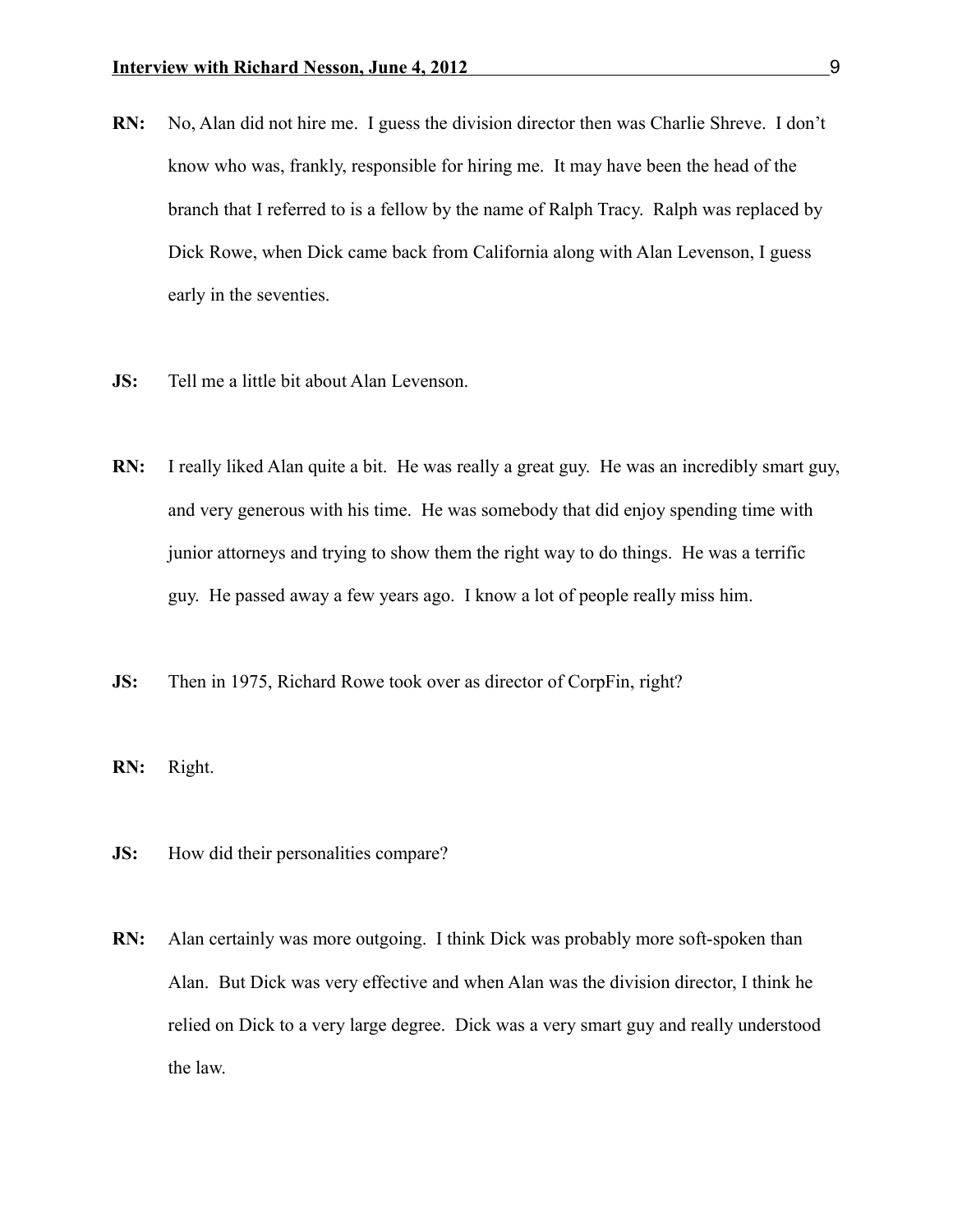**RN:** No, Alan did not hire me. I guess the division director then was Charlie Shreve. I don't know who was, frankly, responsible for hiring me. It may have been the head of the branch that I referred to is a fellow by the name of Ralph Tracy. Ralph was replaced by Dick Rowe, when Dick came back from California along with Alan Levenson, I guess early in the seventies.

**JS:** Tell me a little bit about Alan Levenson.

**RN:** I really liked Alan quite a bit. He was really a great guy. He was an incredibly smart guy, and very generous with his time. He was somebody that did enjoy spending time with junior attorneys and trying to show them the right way to do things. He was a terrific guy. He passed away a few years ago. I know a lot of people really miss him.

**JS:** Then in 1975, Richard Rowe took over as director of CorpFin, right?

**RN:** Right.

**JS:** How did their personalities compare?

**RN:** Alan certainly was more outgoing. I think Dick was probably more soft-spoken than Alan. But Dick was very effective and when Alan was the division director, I think he relied on Dick to a very large degree. Dick was a very smart guy and really understood the law.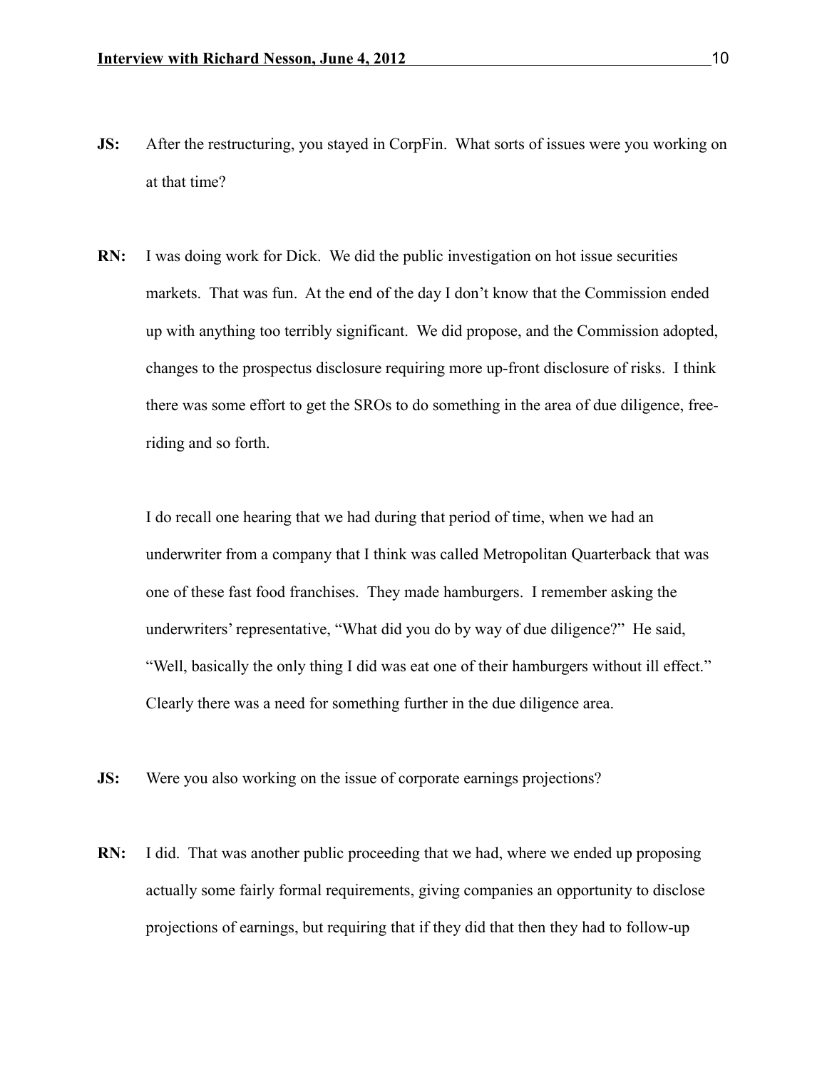**JS:** After the restructuring, you stayed in CorpFin. What sorts of issues were you working on at that time?

**RN:** I was doing work for Dick. We did the public investigation on hot issue securities markets. That was fun. At the end of the day I don't know that the Commission ended up with anything too terribly significant. We did propose, and the Commission adopted, changes to the prospectus disclosure requiring more up-front disclosure of risks. I think there was some effort to get the SROs to do something in the area of due diligence, free-riding and so forth.

I do recall one hearing that we had during that period of time, when we had an underwriter from a company that I think was called Metropolitan Quarterback that was one of these fast food franchises. They made hamburgers. I remember asking the underwriters' representative, "What did you do by way of due diligence?" He said, "Well, basically the only thing I did was eat one of their hamburgers without ill effect." Clearly there was a need for something further in the due diligence area.

**JS:** Were you also working on the issue of corporate earnings projections?

**RN:** I did. That was another public proceeding that we had, where we ended up proposing actually some fairly formal requirements, giving companies an opportunity to disclose projections of earnings, but requiring that if they did that then they had to follow-up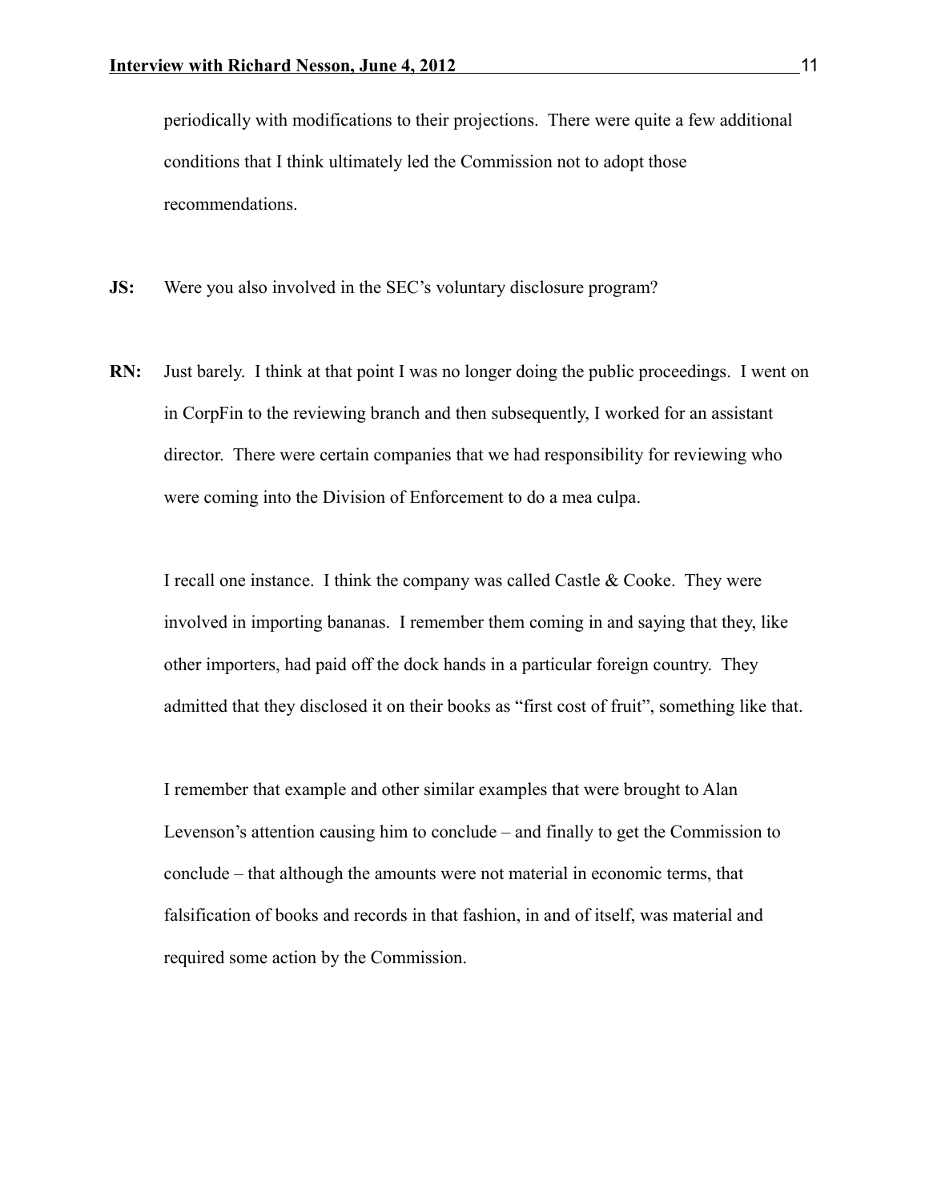periodically with modifications to their projections. There were quite a few additional conditions that I think ultimately led the Commission not to adopt those recommendations.

**JS:** Were you also involved in the SEC's voluntary disclosure program?

**RN:** Just barely. I think at that point I was no longer doing the public proceedings. I went on in CorpFin to the reviewing branch and then subsequently, I worked for an assistant director. There were certain companies that we had responsibility for reviewing who were coming into the Division of Enforcement to do a mea culpa.

I recall one instance. I think the company was called Castle & Cooke. They were involved in importing bananas. I remember them coming in and saying that they, like other importers, had paid off the dock hands in a particular foreign country. They admitted that they disclosed it on their books as "first cost of fruit", something like that.

I remember that example and other similar examples that were brought to Alan Levenson's attention causing him to conclude – and finally to get the Commission to conclude – that although the amounts were not material in economic terms, that falsification of books and records in that fashion, in and of itself, was material and required some action by the Commission.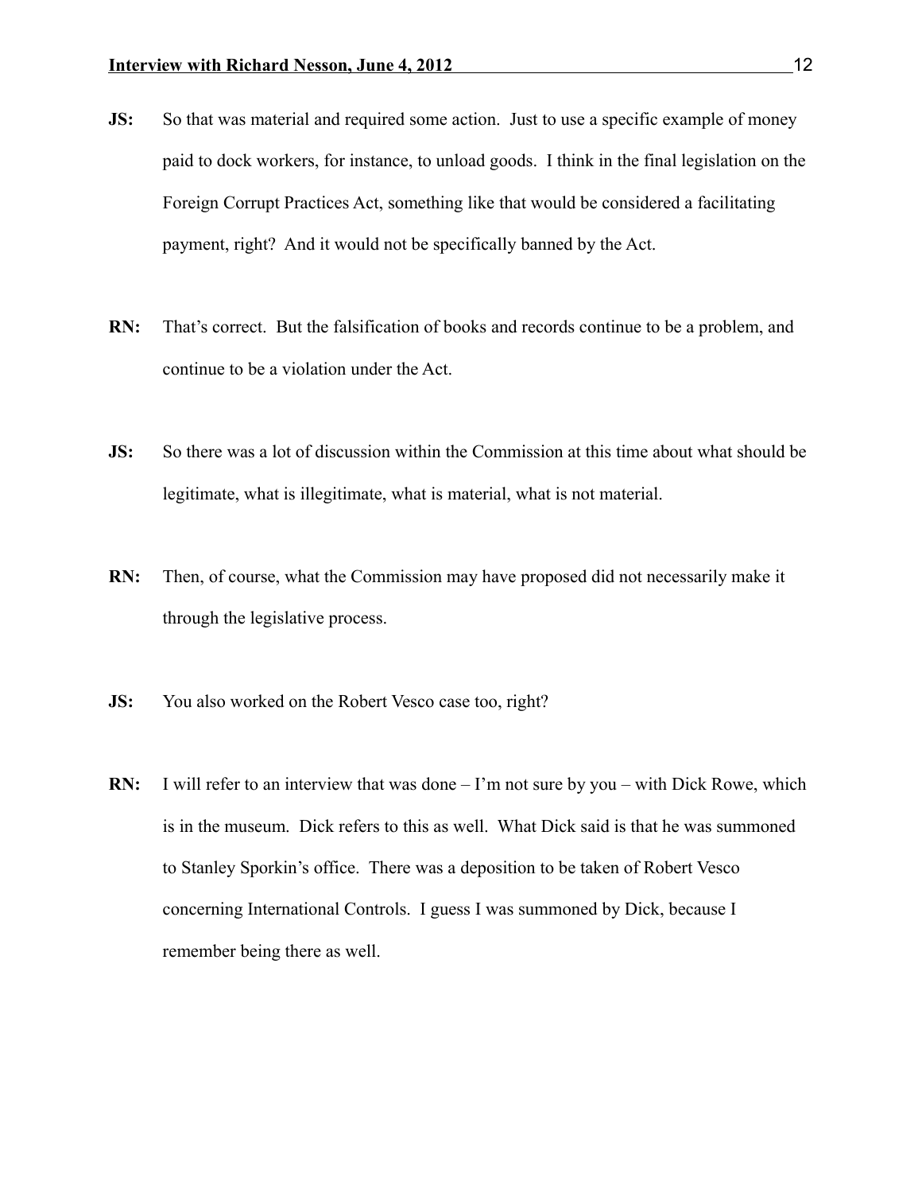**JS:** So that was material and required some action. Just to use a specific example of money paid to dock workers, for instance, to unload goods. I think in the final legislation on the Foreign Corrupt Practices Act, something like that would be considered a facilitating payment, right? And it would not be specifically banned by the Act.

**RN:** That's correct. But the falsification of books and records continue to be a problem, and continue to be a violation under the Act.

**JS:** So there was a lot of discussion within the Commission at this time about what should be legitimate, what is illegitimate, what is material, what is not material.

**RN:** Then, of course, what the Commission may have proposed did not necessarily make it through the legislative process.

**JS:** You also worked on the Robert Vesco case too, right?

**RN:** I will refer to an interview that was done – I'm not sure by you – with Dick Rowe, which is in the museum. Dick refers to this as well. What Dick said is that he was summoned to Stanley Sporkin's office. There was a deposition to be taken of Robert Vesco concerning International Controls. I guess I was summoned by Dick, because I remember being there as well.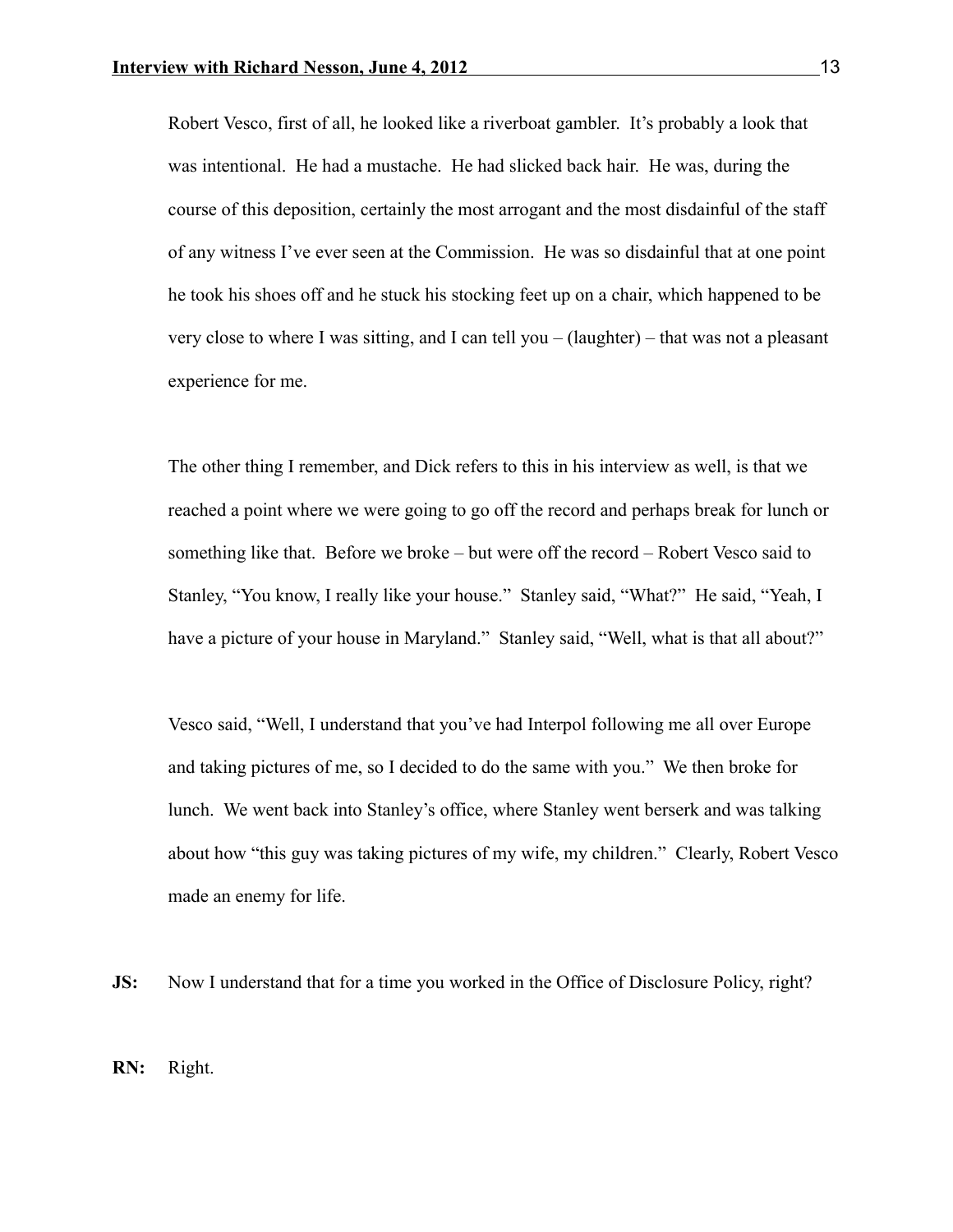Robert Vesco, first of all, he looked like a riverboat gambler. It's probably a look that was intentional. He had a mustache. He had slicked back hair. He was, during the course of this deposition, certainly the most arrogant and the most disdainful of the staff of any witness I've ever seen at the Commission. He was so disdainful that at one point he took his shoes off and he stuck his stocking feet up on a chair, which happened to be very close to where I was sitting, and I can tell you – (laughter) – that was not a pleasant experience for me.

The other thing I remember, and Dick refers to this in his interview as well, is that we reached a point where we were going to go off the record and perhaps break for lunch or something like that. Before we broke – but were off the record – Robert Vesco said to Stanley, "You know, I really like your house." Stanley said, "What?" He said, "Yeah, I have a picture of your house in Maryland." Stanley said, "Well, what is that all about?"

Vesco said, "Well, I understand that you've had Interpol following me all over Europe and taking pictures of me, so I decided to do the same with you." We then broke for lunch. We went back into Stanley's office, where Stanley went berserk and was talking about how "this guy was taking pictures of my wife, my children." Clearly, Robert Vesco made an enemy for life.

**JS:** Now I understand that for a time you worked in the Office of Disclosure Policy, right?

**RN:** Right.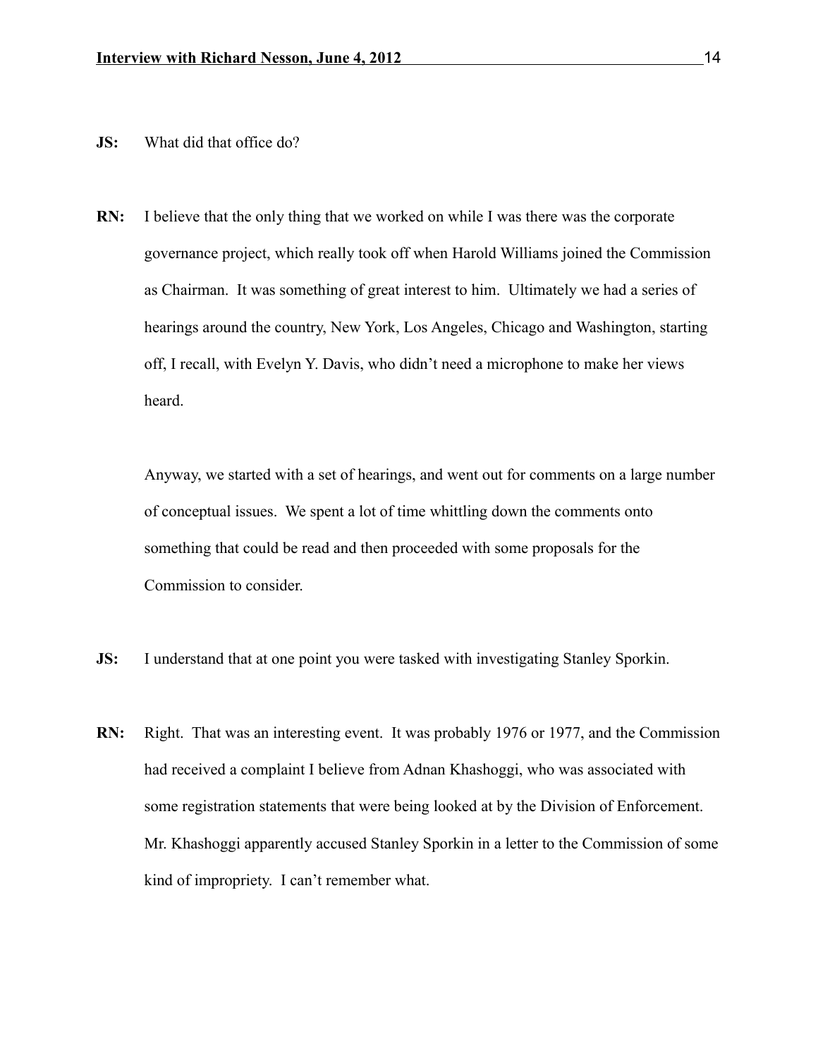**JS:** What did that office do?

**RN:** I believe that the only thing that we worked on while I was there was the corporate governance project, which really took off when Harold Williams joined the Commission as Chairman. It was something of great interest to him. Ultimately we had a series of hearings around the country, New York, Los Angeles, Chicago and Washington, starting off, I recall, with Evelyn Y. Davis, who didn't need a microphone to make her views heard.

Anyway, we started with a set of hearings, and went out for comments on a large number of conceptual issues. We spent a lot of time whittling down the comments onto something that could be read and then proceeded with some proposals for the Commission to consider.

**JS:** I understand that at one point you were tasked with investigating Stanley Sporkin.

**RN:** Right. That was an interesting event. It was probably 1976 or 1977, and the Commission had received a complaint I believe from Adnan Khashoggi, who was associated with some registration statements that were being looked at by the Division of Enforcement. Mr. Khashoggi apparently accused Stanley Sporkin in a letter to the Commission of some kind of impropriety. I can't remember what.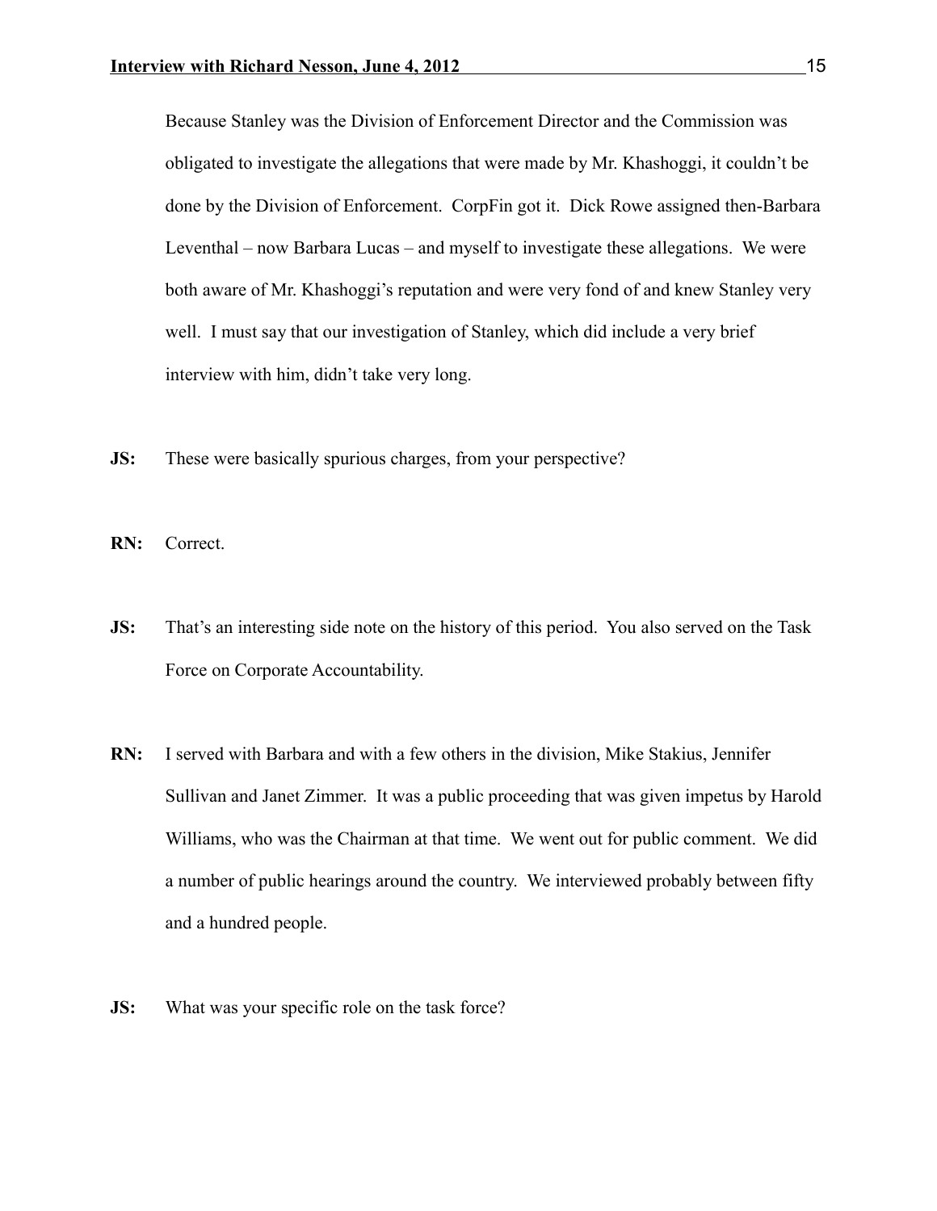Because Stanley was the Division of Enforcement Director and the Commission was obligated to investigate the allegations that were made by Mr. Khashoggi, it couldn't be done by the Division of Enforcement. CorpFin got it. Dick Rowe assigned then-Barbara Leventhal – now Barbara Lucas – and myself to investigate these allegations. We were both aware of Mr. Khashoggi's reputation and were very fond of and knew Stanley very well. I must say that our investigation of Stanley, which did include a very brief interview with him, didn't take very long.

**JS:** These were basically spurious charges, from your perspective?

**RN:** Correct.

**JS:** That's an interesting side note on the history of this period. You also served on the Task Force on Corporate Accountability.

**RN:** I served with Barbara and with a few others in the division, Mike Stakius, Jennifer Sullivan and Janet Zimmer. It was a public proceeding that was given impetus by Harold Williams, who was the Chairman at that time. We went out for public comment. We did a number of public hearings around the country. We interviewed probably between fifty and a hundred people.

**JS:** What was your specific role on the task force?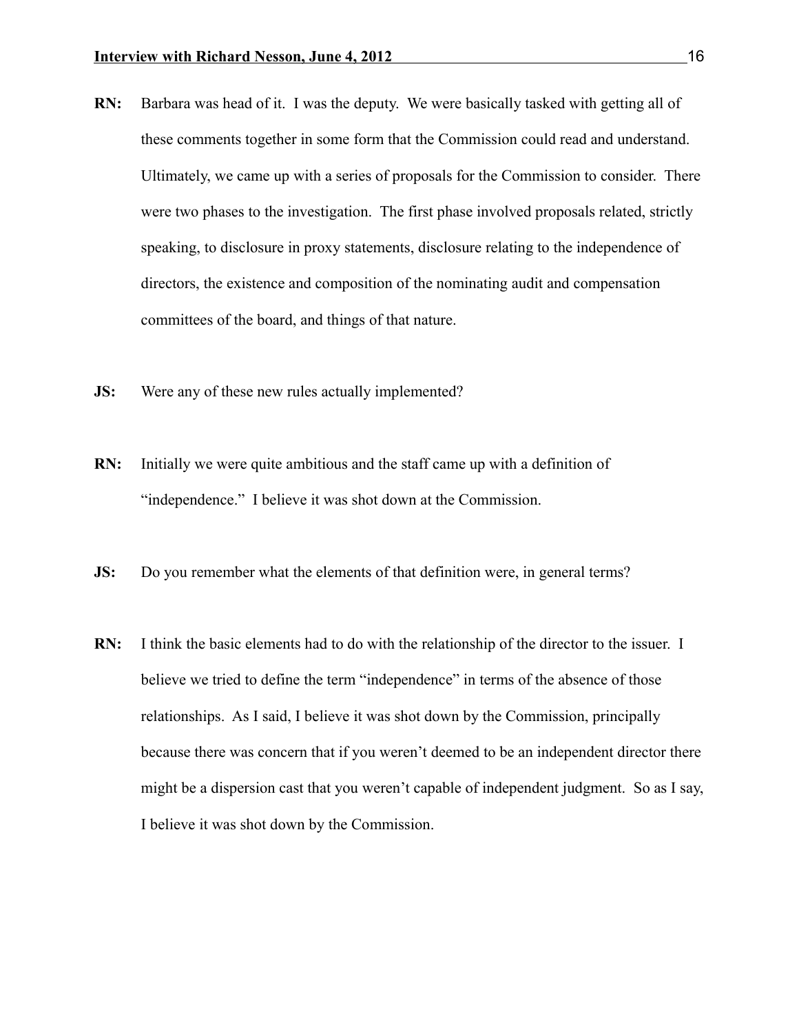**RN:** Barbara was head of it. I was the deputy. We were basically tasked with getting all of these comments together in some form that the Commission could read and understand. Ultimately, we came up with a series of proposals for the Commission to consider. There were two phases to the investigation. The first phase involved proposals related, strictly speaking, to disclosure in proxy statements, disclosure relating to the independence of directors, the existence and composition of the nominating audit and compensation committees of the board, and things of that nature.

**JS:** Were any of these new rules actually implemented?

**RN:** Initially we were quite ambitious and the staff came up with a definition of "independence." I believe it was shot down at the Commission.

**JS:** Do you remember what the elements of that definition were, in general terms?

**RN:** I think the basic elements had to do with the relationship of the director to the issuer. I believe we tried to define the term "independence" in terms of the absence of those relationships. As I said, I believe it was shot down by the Commission, principally because there was concern that if you weren't deemed to be an independent director there might be a dispersion cast that you weren't capable of independent judgment. So as I say, I believe it was shot down by the Commission.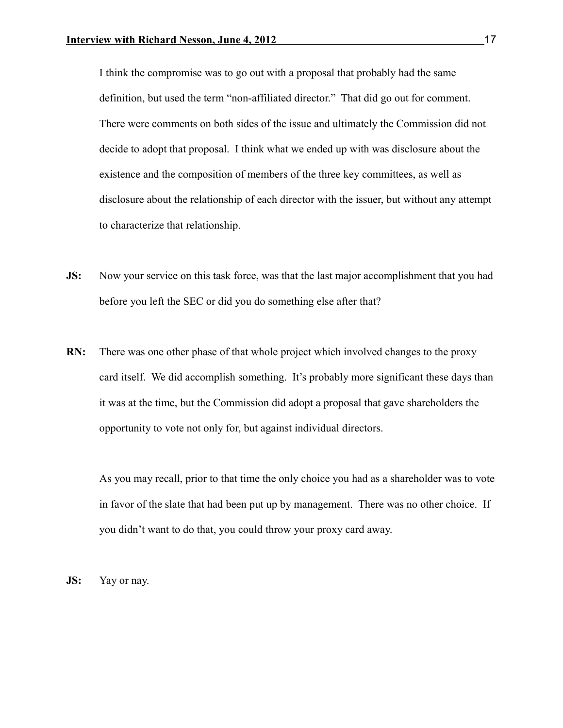I think the compromise was to go out with a proposal that probably had the same definition, but used the term "non-affiliated director." That did go out for comment. There were comments on both sides of the issue and ultimately the Commission did not decide to adopt that proposal. I think what we ended up with was disclosure about the existence and the composition of members of the three key committees, as well as disclosure about the relationship of each director with the issuer, but without any attempt to characterize that relationship.

**JS:** Now your service on this task force, was that the last major accomplishment that you had before you left the SEC or did you do something else after that?

**RN:** There was one other phase of that whole project which involved changes to the proxy card itself. We did accomplish something. It's probably more significant these days than it was at the time, but the Commission did adopt a proposal that gave shareholders the opportunity to vote not only for, but against individual directors.

As you may recall, prior to that time the only choice you had as a shareholder was to vote in favor of the slate that had been put up by management. There was no other choice. If you didn't want to do that, you could throw your proxy card away.

**JS:** Yay or nay.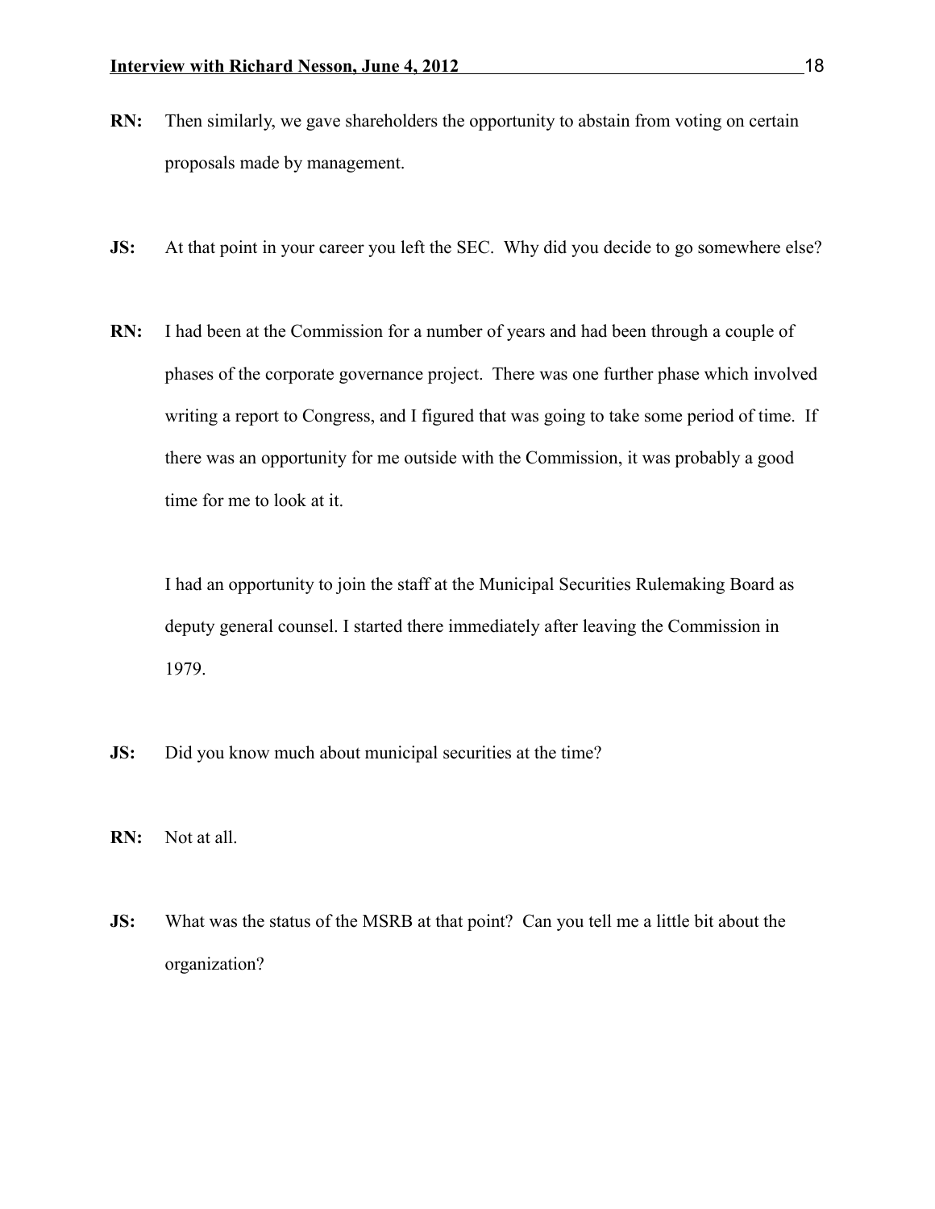**RN:** Then similarly, we gave shareholders the opportunity to abstain from voting on certain proposals made by management.

**JS:** At that point in your career you left the SEC. Why did you decide to go somewhere else?

**RN:** I had been at the Commission for a number of years and had been through a couple of phases of the corporate governance project. There was one further phase which involved writing a report to Congress, and I figured that was going to take some period of time. If there was an opportunity for me outside with the Commission, it was probably a good time for me to look at it.

I had an opportunity to join the staff at the Municipal Securities Rulemaking Board as deputy general counsel. I started there immediately after leaving the Commission in 1979.

**JS:** Did you know much about municipal securities at the time?

**RN:** Not at all.

**JS:** What was the status of the MSRB at that point? Can you tell me a little bit about the organization?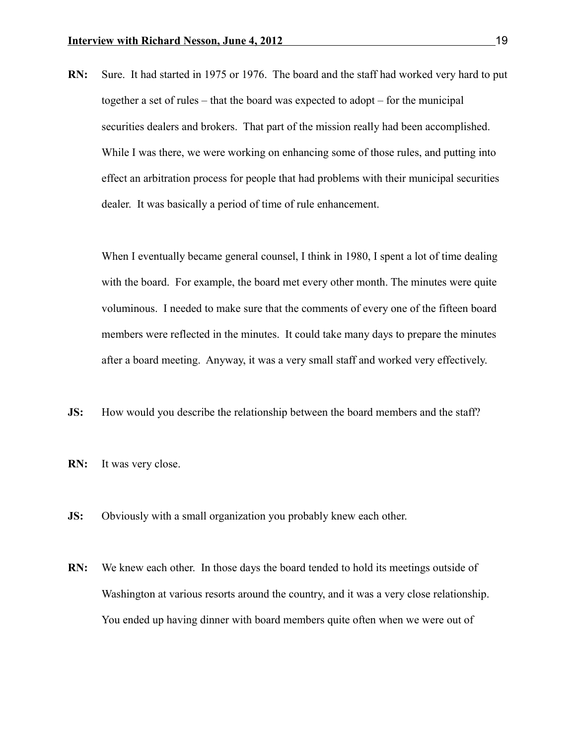**RN:** Sure. It had started in 1975 or 1976. The board and the staff had worked very hard to put together a set of rules – that the board was expected to adopt – for the municipal securities dealers and brokers. That part of the mission really had been accomplished. While I was there, we were working on enhancing some of those rules, and putting into effect an arbitration process for people that had problems with their municipal securities dealer. It was basically a period of time of rule enhancement.

When I eventually became general counsel, I think in 1980, I spent a lot of time dealing with the board. For example, the board met every other month. The minutes were quite voluminous. I needed to make sure that the comments of every one of the fifteen board members were reflected in the minutes. It could take many days to prepare the minutes after a board meeting. Anyway, it was a very small staff and worked very effectively.

**JS:** How would you describe the relationship between the board members and the staff?

**RN:** It was very close.

**JS:** Obviously with a small organization you probably knew each other.

**RN:** We knew each other. In those days the board tended to hold its meetings outside of Washington at various resorts around the country, and it was a very close relationship. You ended up having dinner with board members quite often when we were out of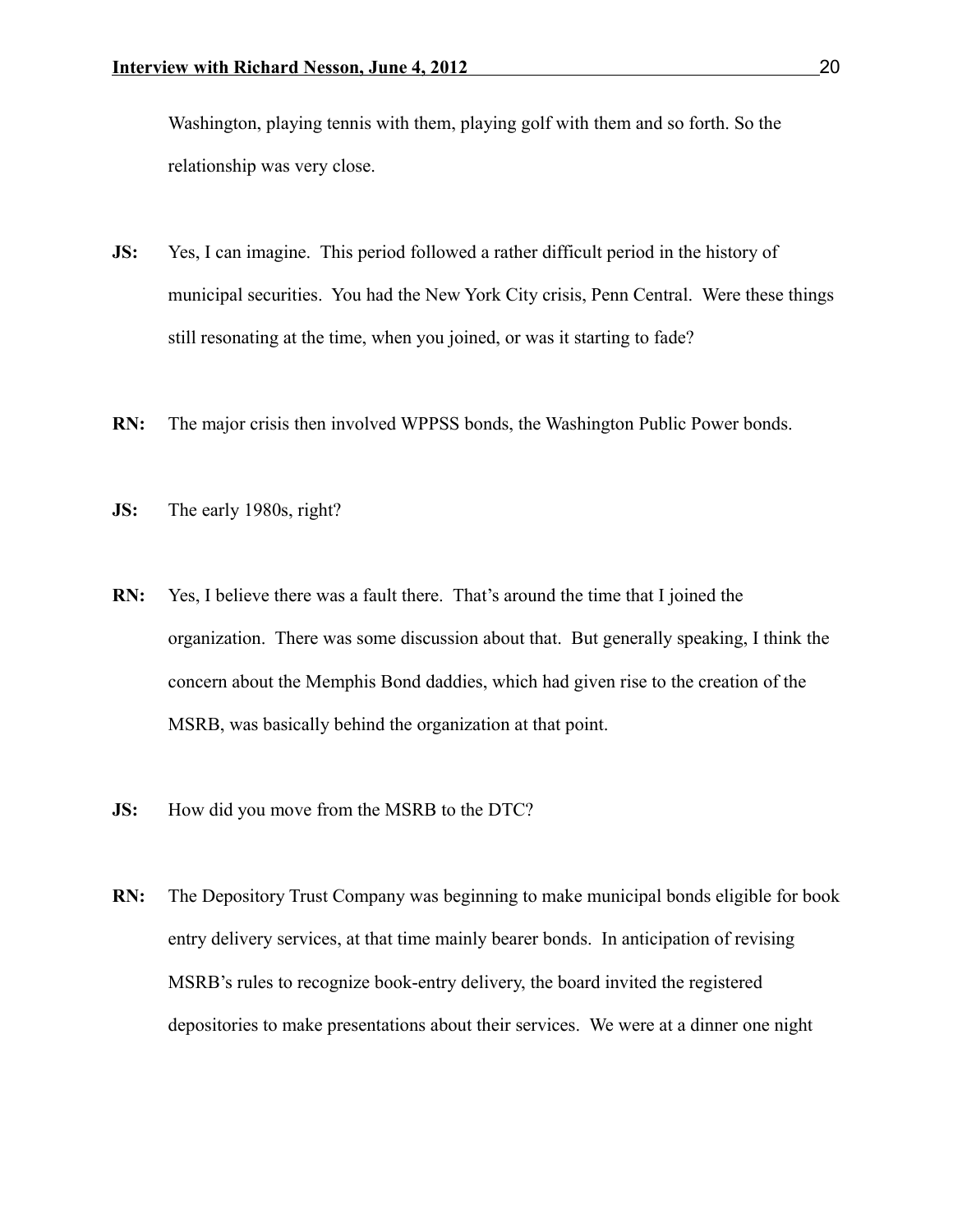Washington, playing tennis with them, playing golf with them and so forth. So the relationship was very close.

**JS:** Yes, I can imagine. This period followed a rather difficult period in the history of municipal securities. You had the New York City crisis, Penn Central. Were these things still resonating at the time, when you joined, or was it starting to fade?

**RN:** The major crisis then involved WPPSS bonds, the Washington Public Power bonds.

**JS:** The early 1980s, right?

**RN:** Yes, I believe there was a fault there. That's around the time that I joined the organization. There was some discussion about that. But generally speaking, I think the concern about the Memphis Bond daddies, which had given rise to the creation of the MSRB, was basically behind the organization at that point.

**JS:** How did you move from the MSRB to the DTC?

**RN:** The Depository Trust Company was beginning to make municipal bonds eligible for book entry delivery services, at that time mainly bearer bonds. In anticipation of revising MSRB's rules to recognize book-entry delivery, the board invited the registered depositories to make presentations about their services. We were at a dinner one night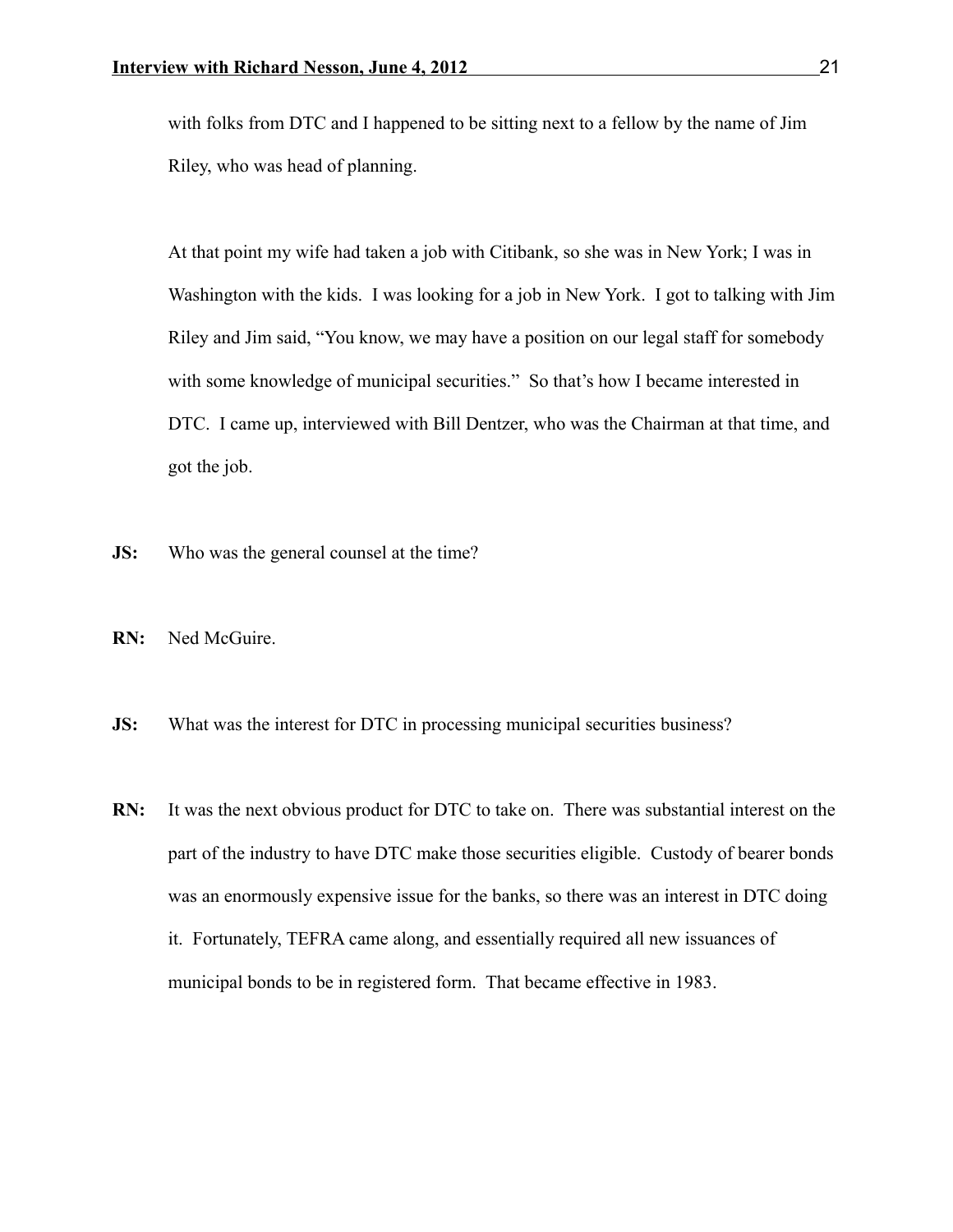with folks from DTC and I happened to be sitting next to a fellow by the name of Jim Riley, who was head of planning.

At that point my wife had taken a job with Citibank, so she was in New York; I was in Washington with the kids. I was looking for a job in New York. I got to talking with Jim Riley and Jim said, "You know, we may have a position on our legal staff for somebody with some knowledge of municipal securities." So that's how I became interested in DTC. I came up, interviewed with Bill Dentzer, who was the Chairman at that time, and got the job.

**JS:** Who was the general counsel at the time?

**RN:** Ned McGuire.

**JS:** What was the interest for DTC in processing municipal securities business?

**RN:** It was the next obvious product for DTC to take on. There was substantial interest on the part of the industry to have DTC make those securities eligible. Custody of bearer bonds was an enormously expensive issue for the banks, so there was an interest in DTC doing it. Fortunately, TEFRA came along, and essentially required all new issuances of municipal bonds to be in registered form. That became effective in 1983.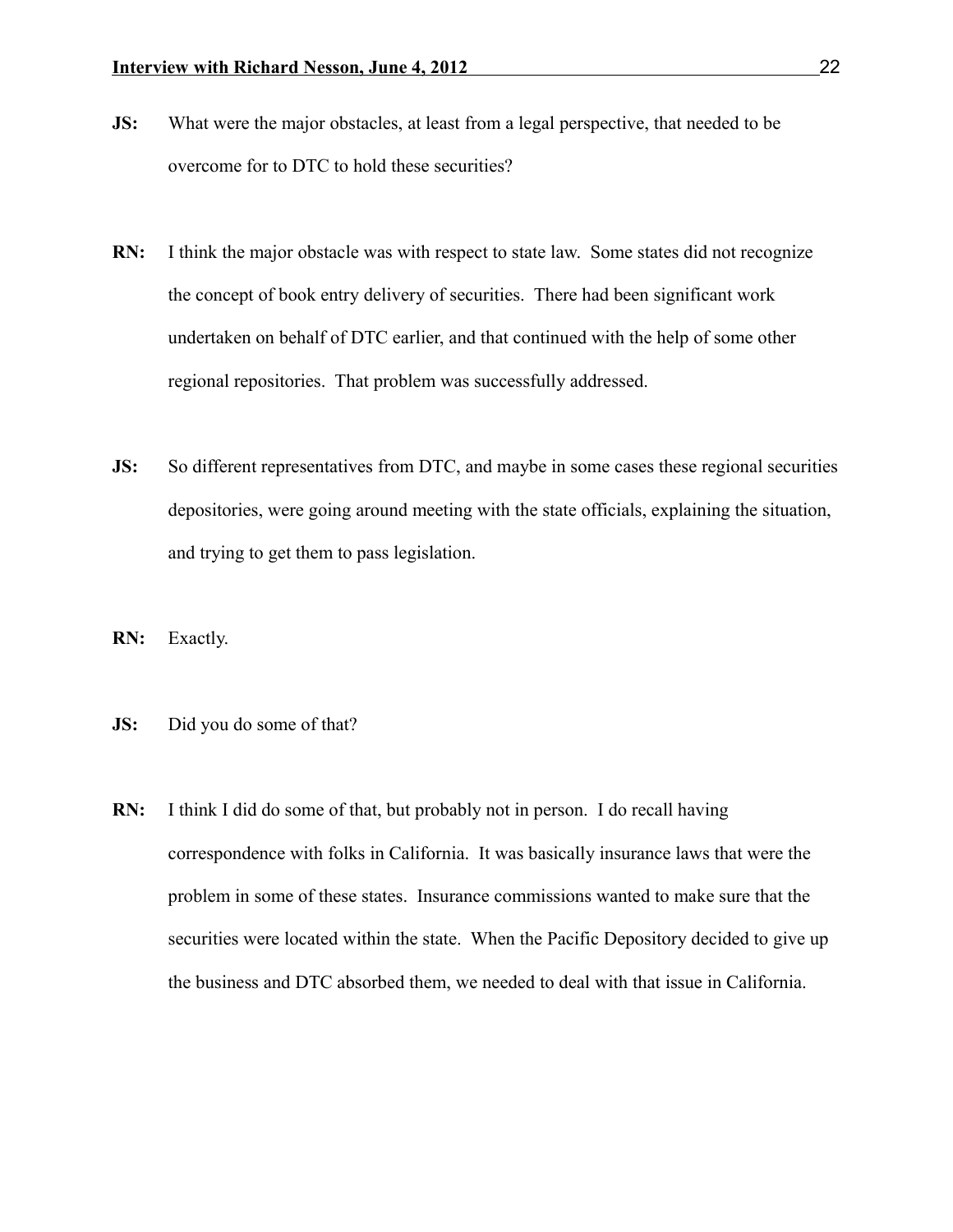**JS:** What were the major obstacles, at least from a legal perspective, that needed to be overcome for to DTC to hold these securities?

**RN:** I think the major obstacle was with respect to state law. Some states did not recognize the concept of book entry delivery of securities. There had been significant work undertaken on behalf of DTC earlier, and that continued with the help of some other regional repositories. That problem was successfully addressed.

**JS:** So different representatives from DTC, and maybe in some cases these regional securities depositories, were going around meeting with the state officials, explaining the situation, and trying to get them to pass legislation.

**RN:** Exactly.

**JS:** Did you do some of that?

**RN:** I think I did do some of that, but probably not in person. I do recall having correspondence with folks in California. It was basically insurance laws that were the problem in some of these states. Insurance commissions wanted to make sure that the securities were located within the state. When the Pacific Depository decided to give up the business and DTC absorbed them, we needed to deal with that issue in California.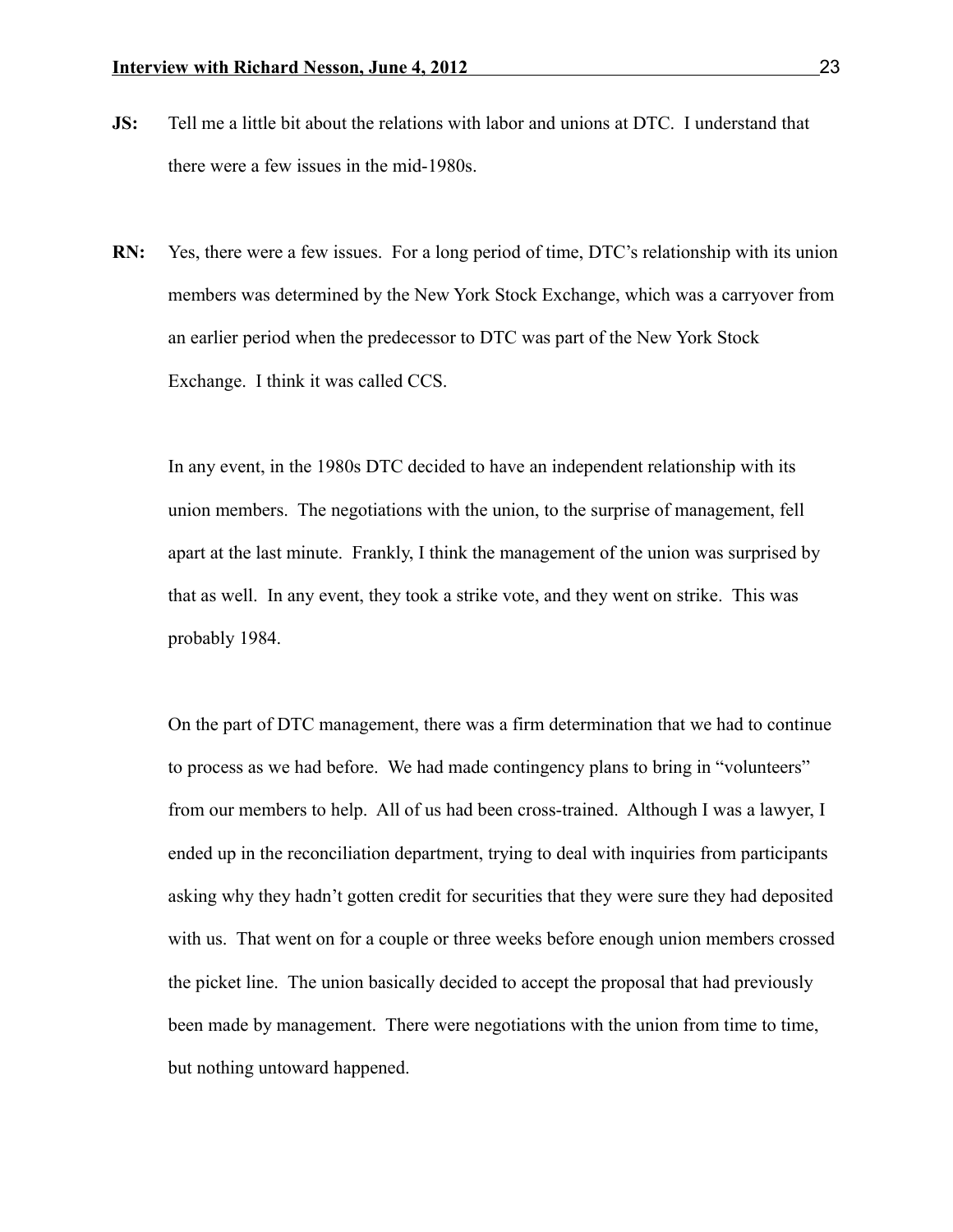**JS:** Tell me a little bit about the relations with labor and unions at DTC. I understand that there were a few issues in the mid-1980s.

**RN:** Yes, there were a few issues. For a long period of time, DTC's relationship with its union members was determined by the New York Stock Exchange, which was a carryover from an earlier period when the predecessor to DTC was part of the New York Stock Exchange. I think it was called CCS.

In any event, in the 1980s DTC decided to have an independent relationship with its union members. The negotiations with the union, to the surprise of management, fell apart at the last minute. Frankly, I think the management of the union was surprised by that as well. In any event, they took a strike vote, and they went on strike. This was probably 1984.

On the part of DTC management, there was a firm determination that we had to continue to process as we had before. We had made contingency plans to bring in "volunteers" from our members to help. All of us had been cross-trained. Although I was a lawyer, I ended up in the reconciliation department, trying to deal with inquiries from participants asking why they hadn't gotten credit for securities that they were sure they had deposited with us. That went on for a couple or three weeks before enough union members crossed the picket line. The union basically decided to accept the proposal that had previously been made by management. There were negotiations with the union from time to time, but nothing untoward happened.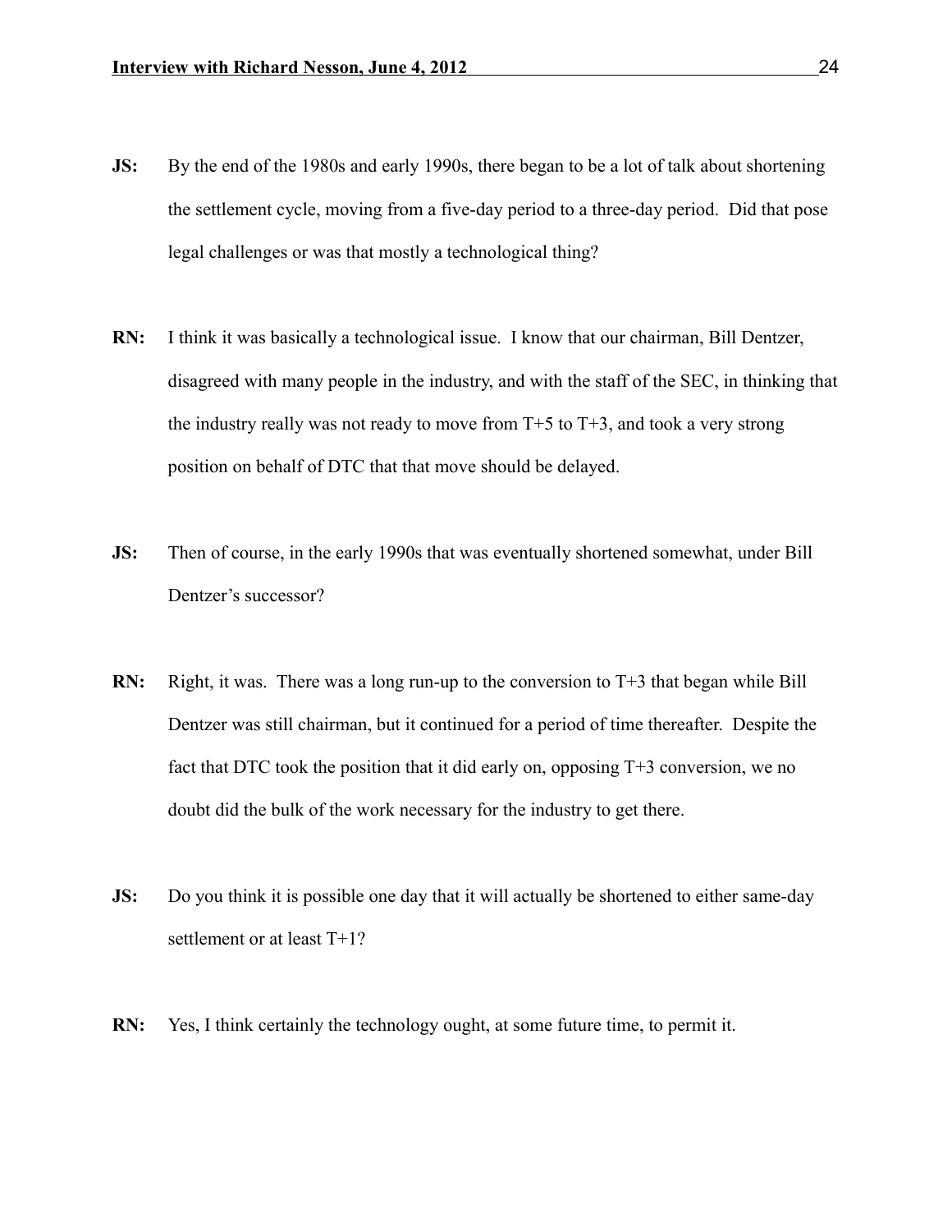**JS:** By the end of the 1980s and early 1990s, there began to be a lot of talk about shortening the settlement cycle, moving from a five-day period to a three-day period. Did that pose legal challenges or was that mostly a technological thing?

**RN:** I think it was basically a technological issue. I know that our chairman, Bill Dentzer, disagreed with many people in the industry, and with the staff of the SEC, in thinking that the industry really was not ready to move from T+5 to T+3, and took a very strong position on behalf of DTC that that move should be delayed.

**JS:** Then of course, in the early 1990s that was eventually shortened somewhat, under Bill Dentzer's successor?

**RN:** Right, it was. There was a long run-up to the conversion to T+3 that began while Bill Dentzer was still chairman, but it continued for a period of time thereafter. Despite the fact that DTC took the position that it did early on, opposing T+3 conversion, we no doubt did the bulk of the work necessary for the industry to get there.

**JS:** Do you think it is possible one day that it will actually be shortened to either same-day settlement or at least T+1?

**RN:** Yes, I think certainly the technology ought, at some future time, to permit it.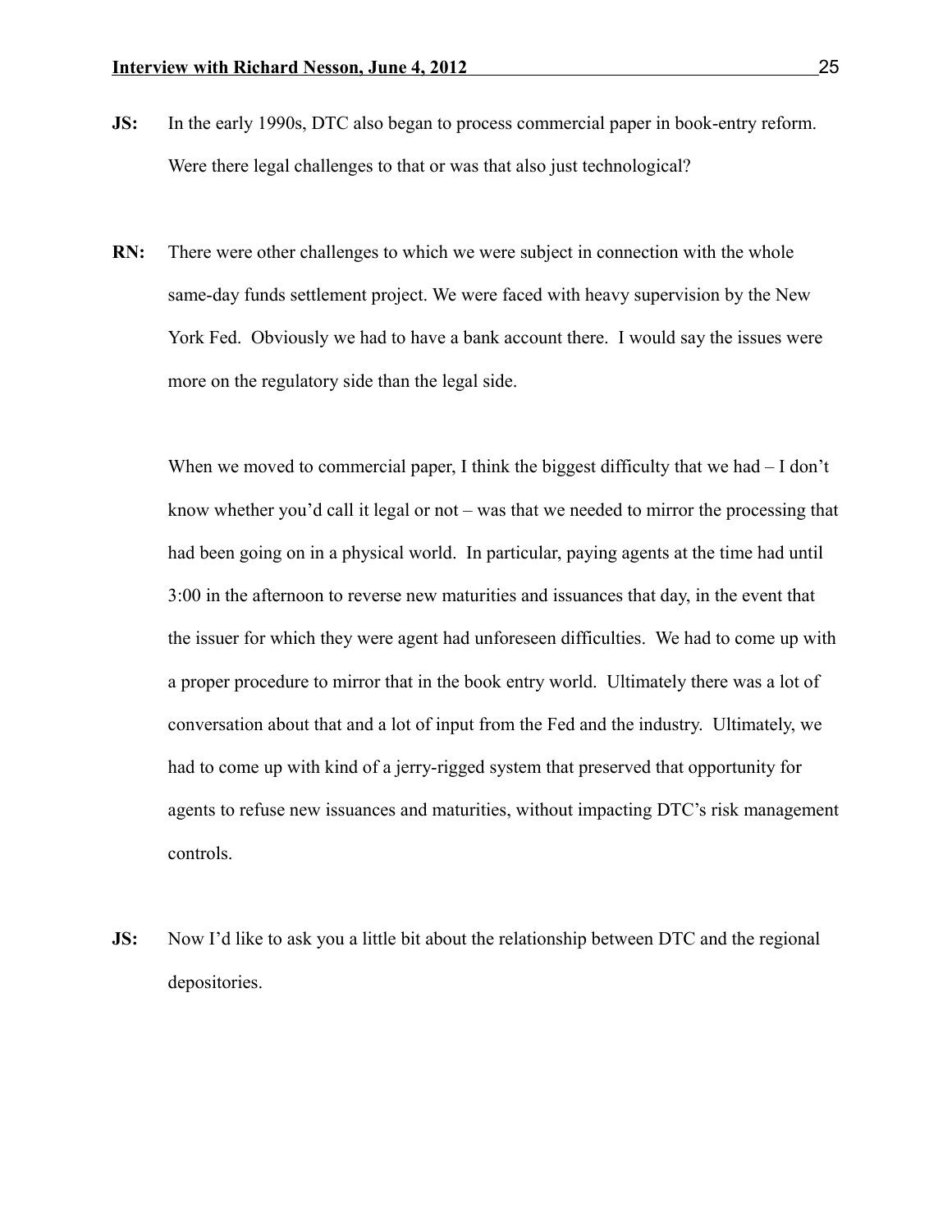**JS:** In the early 1990s, DTC also began to process commercial paper in book-entry reform. Were there legal challenges to that or was that also just technological?

**RN:** There were other challenges to which we were subject in connection with the whole same-day funds settlement project. We were faced with heavy supervision by the New York Fed. Obviously we had to have a bank account there. I would say the issues were more on the regulatory side than the legal side.

When we moved to commercial paper, I think the biggest difficulty that we had – I don't know whether you'd call it legal or not – was that we needed to mirror the processing that had been going on in a physical world. In particular, paying agents at the time had until 3:00 in the afternoon to reverse new maturities and issuances that day, in the event that the issuer for which they were agent had unforeseen difficulties. We had to come up with a proper procedure to mirror that in the book entry world. Ultimately there was a lot of conversation about that and a lot of input from the Fed and the industry. Ultimately, we had to come up with kind of a jerry-rigged system that preserved that opportunity for agents to refuse new issuances and maturities, without impacting DTC's risk management controls.

**JS:** Now I'd like to ask you a little bit about the relationship between DTC and the regional depositories.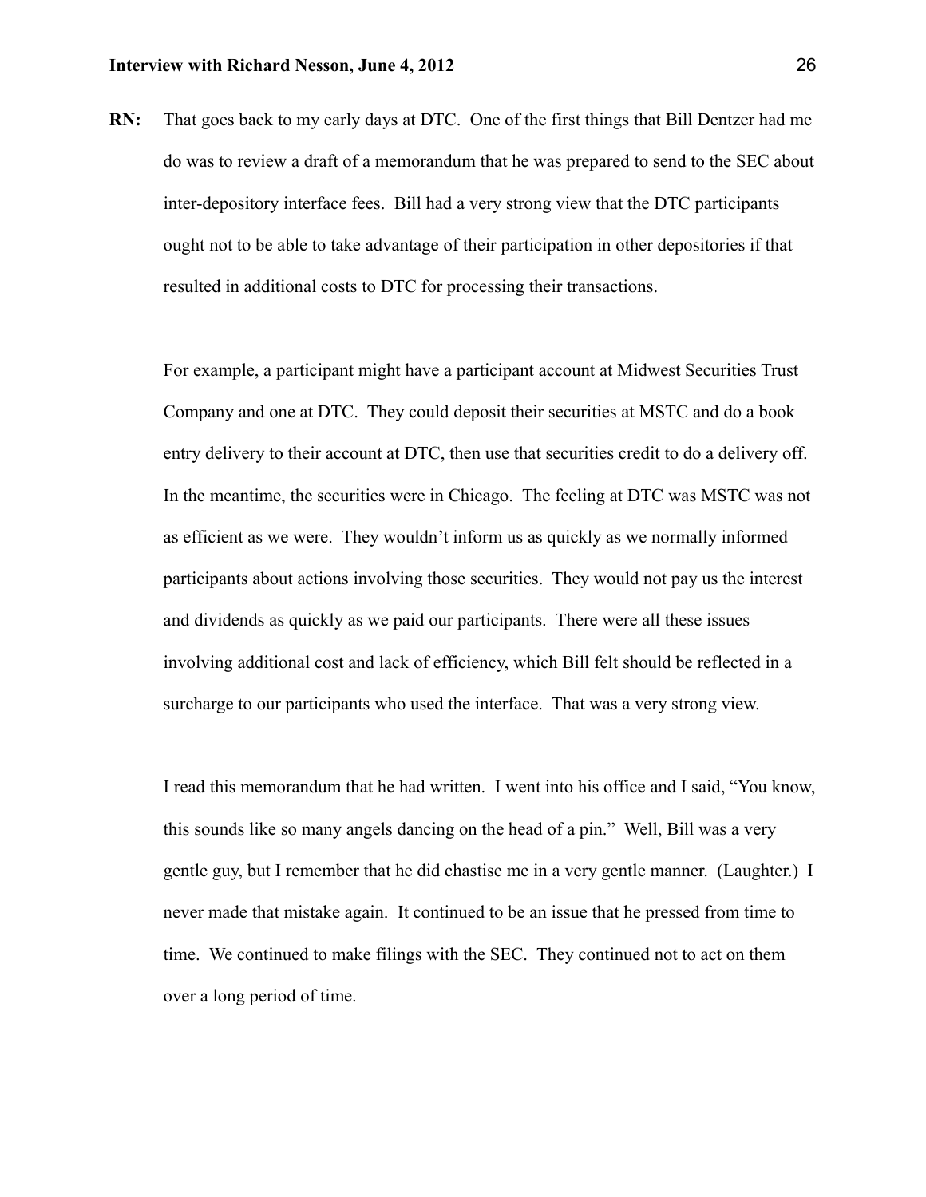**RN:** That goes back to my early days at DTC. One of the first things that Bill Dentzer had me do was to review a draft of a memorandum that he was prepared to send to the SEC about inter-depository interface fees. Bill had a very strong view that the DTC participants ought not to be able to take advantage of their participation in other depositories if that resulted in additional costs to DTC for processing their transactions.

For example, a participant might have a participant account at Midwest Securities Trust Company and one at DTC. They could deposit their securities at MSTC and do a book entry delivery to their account at DTC, then use that securities credit to do a delivery off. In the meantime, the securities were in Chicago. The feeling at DTC was MSTC was not as efficient as we were. They wouldn't inform us as quickly as we normally informed participants about actions involving those securities. They would not pay us the interest and dividends as quickly as we paid our participants. There were all these issues involving additional cost and lack of efficiency, which Bill felt should be reflected in a surcharge to our participants who used the interface. That was a very strong view.

I read this memorandum that he had written. I went into his office and I said, "You know, this sounds like so many angels dancing on the head of a pin." Well, Bill was a very gentle guy, but I remember that he did chastise me in a very gentle manner. (Laughter.) I never made that mistake again. It continued to be an issue that he pressed from time to time. We continued to make filings with the SEC. They continued not to act on them over a long period of time.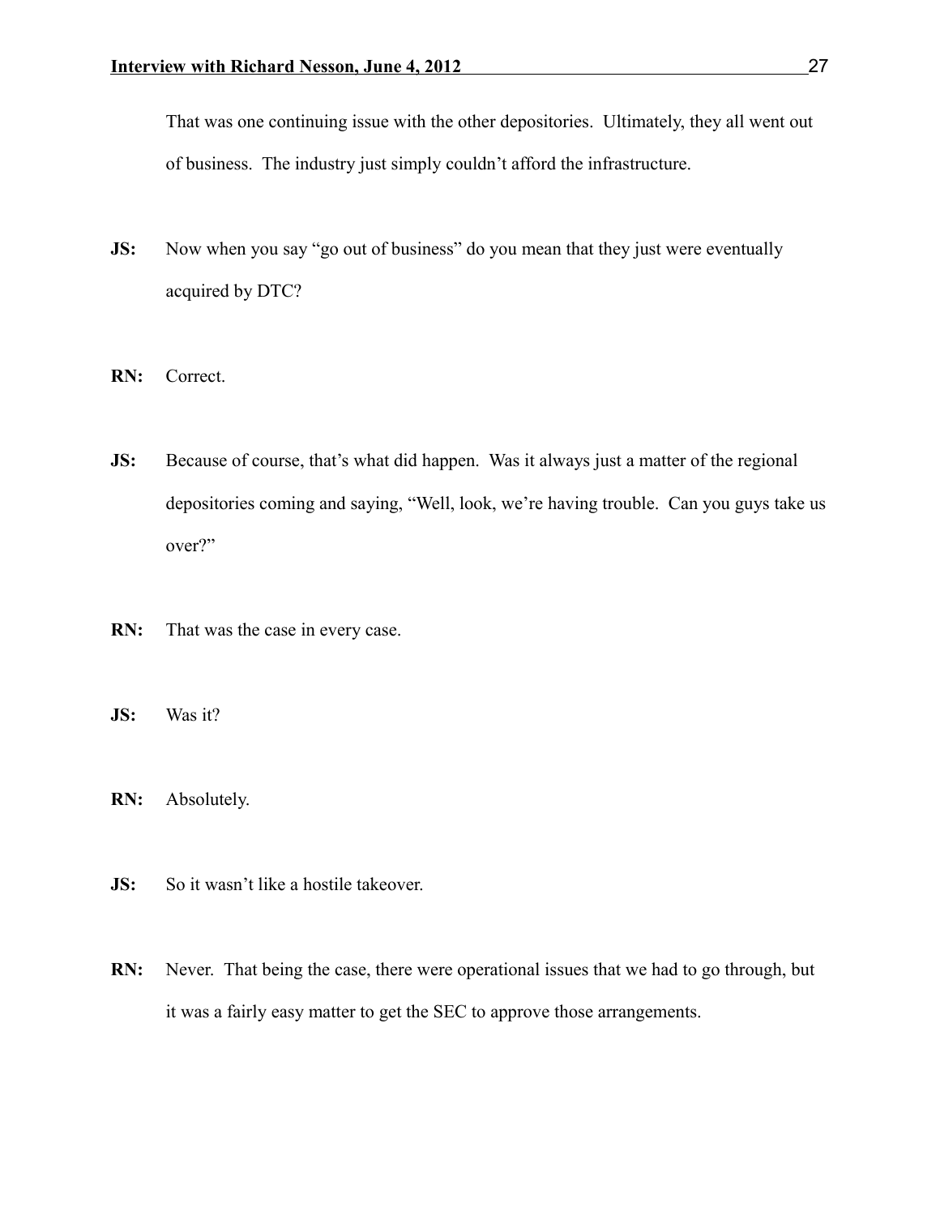That was one continuing issue with the other depositories. Ultimately, they all went out of business. The industry just simply couldn't afford the infrastructure.

**JS:** Now when you say "go out of business" do you mean that they just were eventually acquired by DTC?

**RN:** Correct.

**JS:** Because of course, that's what did happen. Was it always just a matter of the regional depositories coming and saying, "Well, look, we're having trouble. Can you guys take us over?"

**RN:** That was the case in every case.

**JS:** Was it?

**RN:** Absolutely.

**JS:** So it wasn't like a hostile takeover.

**RN:** Never. That being the case, there were operational issues that we had to go through, but it was a fairly easy matter to get the SEC to approve those arrangements.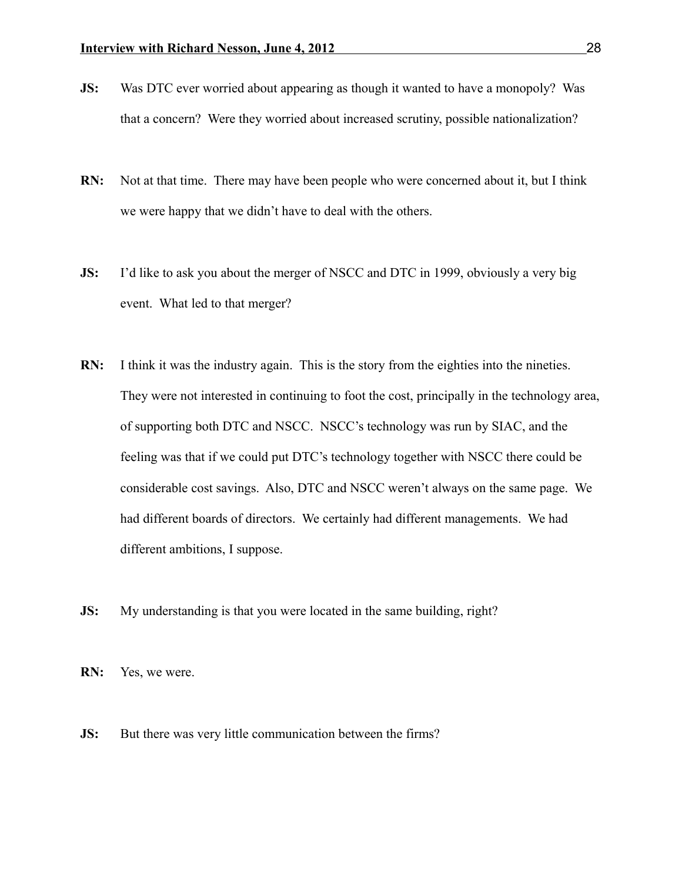**JS:** Was DTC ever worried about appearing as though it wanted to have a monopoly? Was that a concern? Were they worried about increased scrutiny, possible nationalization?

**RN:** Not at that time. There may have been people who were concerned about it, but I think we were happy that we didn't have to deal with the others.

**JS:** I'd like to ask you about the merger of NSCC and DTC in 1999, obviously a very big event. What led to that merger?

**RN:** I think it was the industry again. This is the story from the eighties into the nineties. They were not interested in continuing to foot the cost, principally in the technology area, of supporting both DTC and NSCC. NSCC's technology was run by SIAC, and the feeling was that if we could put DTC's technology together with NSCC there could be considerable cost savings. Also, DTC and NSCC weren't always on the same page. We had different boards of directors. We certainly had different managements. We had different ambitions, I suppose.

**JS:** My understanding is that you were located in the same building, right?

**RN:** Yes, we were.

**JS:** But there was very little communication between the firms?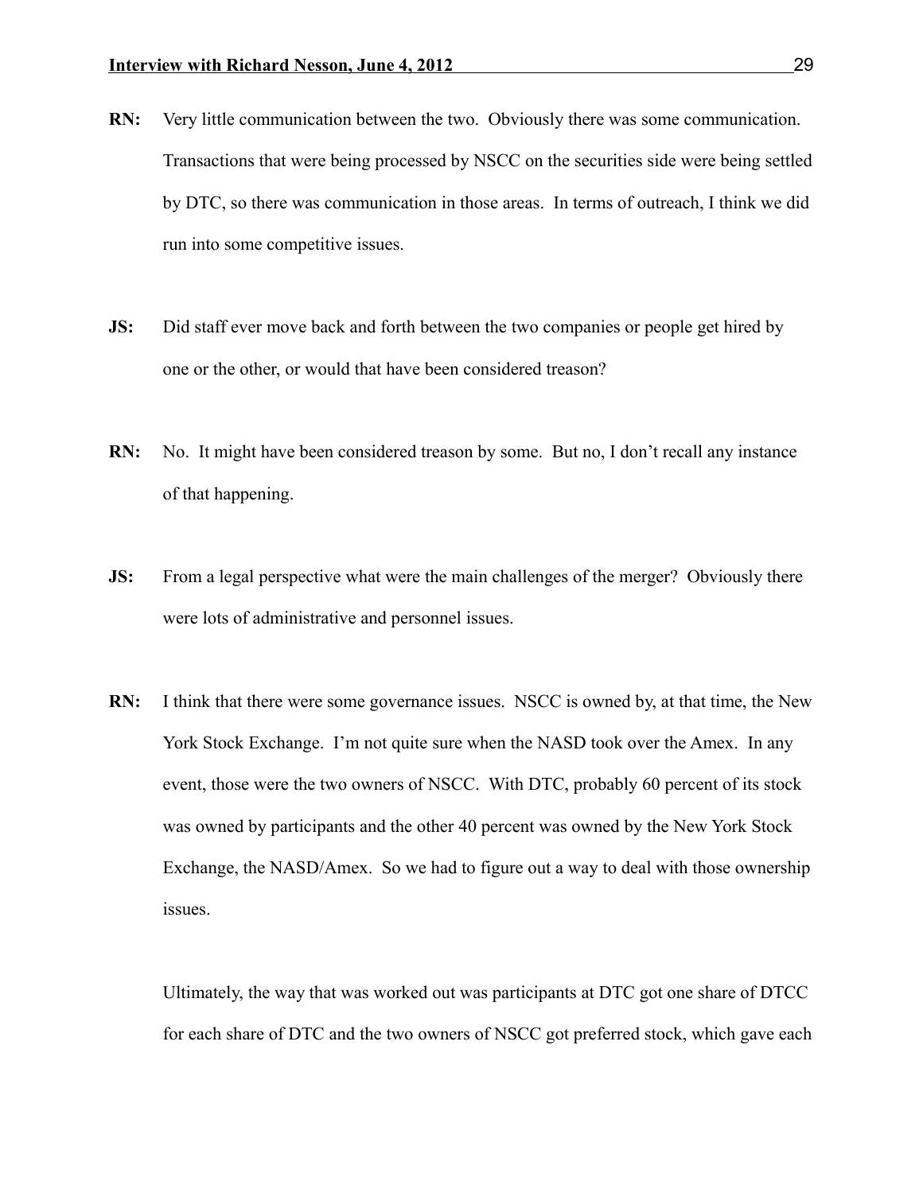**RN:** Very little communication between the two. Obviously there was some communication. Transactions that were being processed by NSCC on the securities side were being settled by DTC, so there was communication in those areas. In terms of outreach, I think we did run into some competitive issues.

**JS:** Did staff ever move back and forth between the two companies or people get hired by one or the other, or would that have been considered treason?

**RN:** No. It might have been considered treason by some. But no, I don't recall any instance of that happening.

**JS:** From a legal perspective what were the main challenges of the merger? Obviously there were lots of administrative and personnel issues.

**RN:** I think that there were some governance issues. NSCC is owned by, at that time, the New York Stock Exchange. I'm not quite sure when the NASD took over the Amex. In any event, those were the two owners of NSCC. With DTC, probably 60 percent of its stock was owned by participants and the other 40 percent was owned by the New York Stock Exchange, the NASD/Amex. So we had to figure out a way to deal with those ownership issues.

Ultimately, the way that was worked out was participants at DTC got one share of DTCC for each share of DTC and the two owners of NSCC got preferred stock, which gave each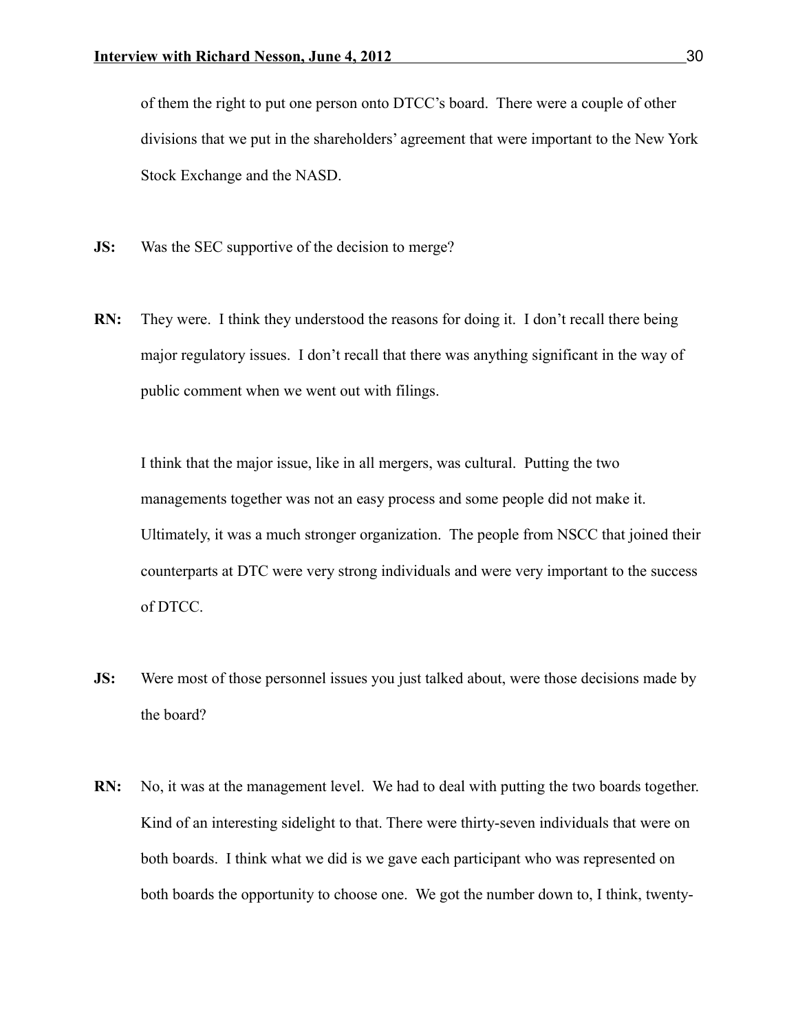of them the right to put one person onto DTCC's board. There were a couple of other divisions that we put in the shareholders' agreement that were important to the New York Stock Exchange and the NASD.

**JS:** Was the SEC supportive of the decision to merge?

**RN:** They were. I think they understood the reasons for doing it. I don't recall there being major regulatory issues. I don't recall that there was anything significant in the way of public comment when we went out with filings.

I think that the major issue, like in all mergers, was cultural. Putting the two managements together was not an easy process and some people did not make it. Ultimately, it was a much stronger organization. The people from NSCC that joined their counterparts at DTC were very strong individuals and were very important to the success of DTCC.

**JS:** Were most of those personnel issues you just talked about, were those decisions made by the board?

**RN:** No, it was at the management level. We had to deal with putting the two boards together. Kind of an interesting sidelight to that. There were thirty-seven individuals that were on both boards. I think what we did is we gave each participant who was represented on both boards the opportunity to choose one. We got the number down to, I think, twenty-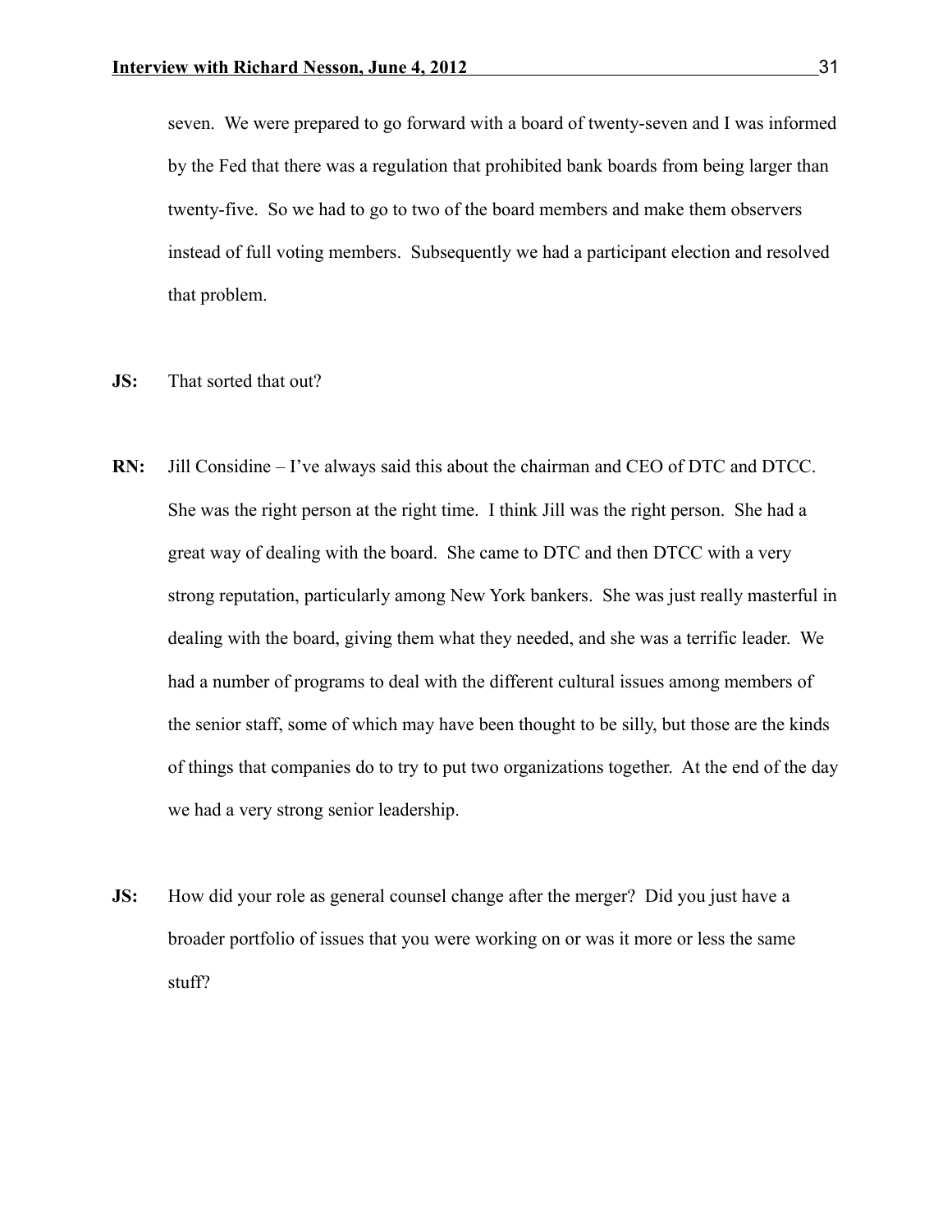seven. We were prepared to go forward with a board of twenty-seven and I was informed by the Fed that there was a regulation that prohibited bank boards from being larger than twenty-five. So we had to go to two of the board members and make them observers instead of full voting members. Subsequently we had a participant election and resolved that problem.

**JS:** That sorted that out?

**RN:** Jill Considine – I've always said this about the chairman and CEO of DTC and DTCC. She was the right person at the right time. I think Jill was the right person. She had a great way of dealing with the board. She came to DTC and then DTCC with a very strong reputation, particularly among New York bankers. She was just really masterful in dealing with the board, giving them what they needed, and she was a terrific leader. We had a number of programs to deal with the different cultural issues among members of the senior staff, some of which may have been thought to be silly, but those are the kinds of things that companies do to try to put two organizations together. At the end of the day we had a very strong senior leadership.

**JS:** How did your role as general counsel change after the merger? Did you just have a broader portfolio of issues that you were working on or was it more or less the same stuff?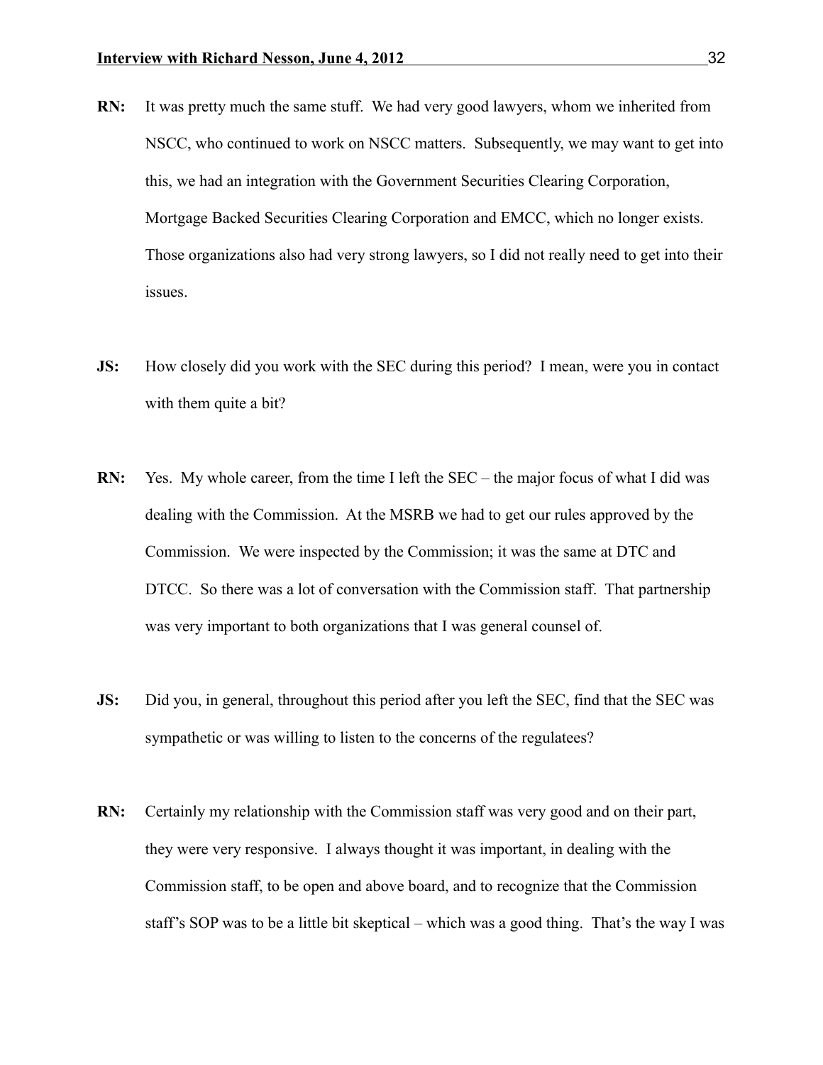**RN:** It was pretty much the same stuff. We had very good lawyers, whom we inherited from NSCC, who continued to work on NSCC matters. Subsequently, we may want to get into this, we had an integration with the Government Securities Clearing Corporation, Mortgage Backed Securities Clearing Corporation and EMCC, which no longer exists. Those organizations also had very strong lawyers, so I did not really need to get into their issues.

**JS:** How closely did you work with the SEC during this period? I mean, were you in contact with them quite a bit?

**RN:** Yes. My whole career, from the time I left the SEC – the major focus of what I did was dealing with the Commission. At the MSRB we had to get our rules approved by the Commission. We were inspected by the Commission; it was the same at DTC and DTCC. So there was a lot of conversation with the Commission staff. That partnership was very important to both organizations that I was general counsel of.

**JS:** Did you, in general, throughout this period after you left the SEC, find that the SEC was sympathetic or was willing to listen to the concerns of the regulatees?

**RN:** Certainly my relationship with the Commission staff was very good and on their part, they were very responsive. I always thought it was important, in dealing with the Commission staff, to be open and above board, and to recognize that the Commission staff's SOP was to be a little bit skeptical – which was a good thing. That's the way I was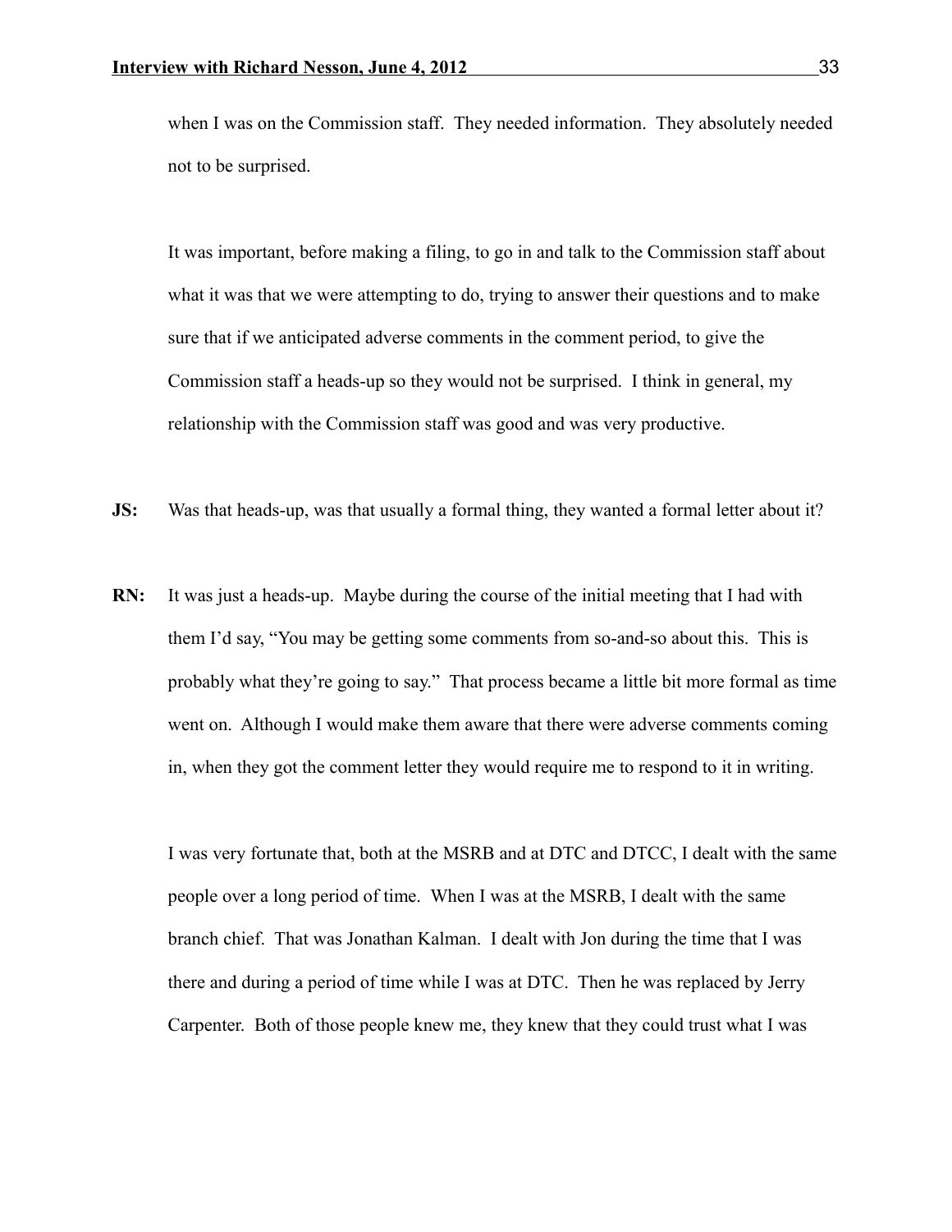when I was on the Commission staff. They needed information. They absolutely needed not to be surprised.

It was important, before making a filing, to go in and talk to the Commission staff about what it was that we were attempting to do, trying to answer their questions and to make sure that if we anticipated adverse comments in the comment period, to give the Commission staff a heads-up so they would not be surprised. I think in general, my relationship with the Commission staff was good and was very productive.

**JS:** Was that heads-up, was that usually a formal thing, they wanted a formal letter about it?

**RN:** It was just a heads-up. Maybe during the course of the initial meeting that I had with them I'd say, "You may be getting some comments from so-and-so about this. This is probably what they're going to say." That process became a little bit more formal as time went on. Although I would make them aware that there were adverse comments coming in, when they got the comment letter they would require me to respond to it in writing.

I was very fortunate that, both at the MSRB and at DTC and DTCC, I dealt with the same people over a long period of time. When I was at the MSRB, I dealt with the same branch chief. That was Jonathan Kalman. I dealt with Jon during the time that I was there and during a period of time while I was at DTC. Then he was replaced by Jerry Carpenter. Both of those people knew me, they knew that they could trust what I was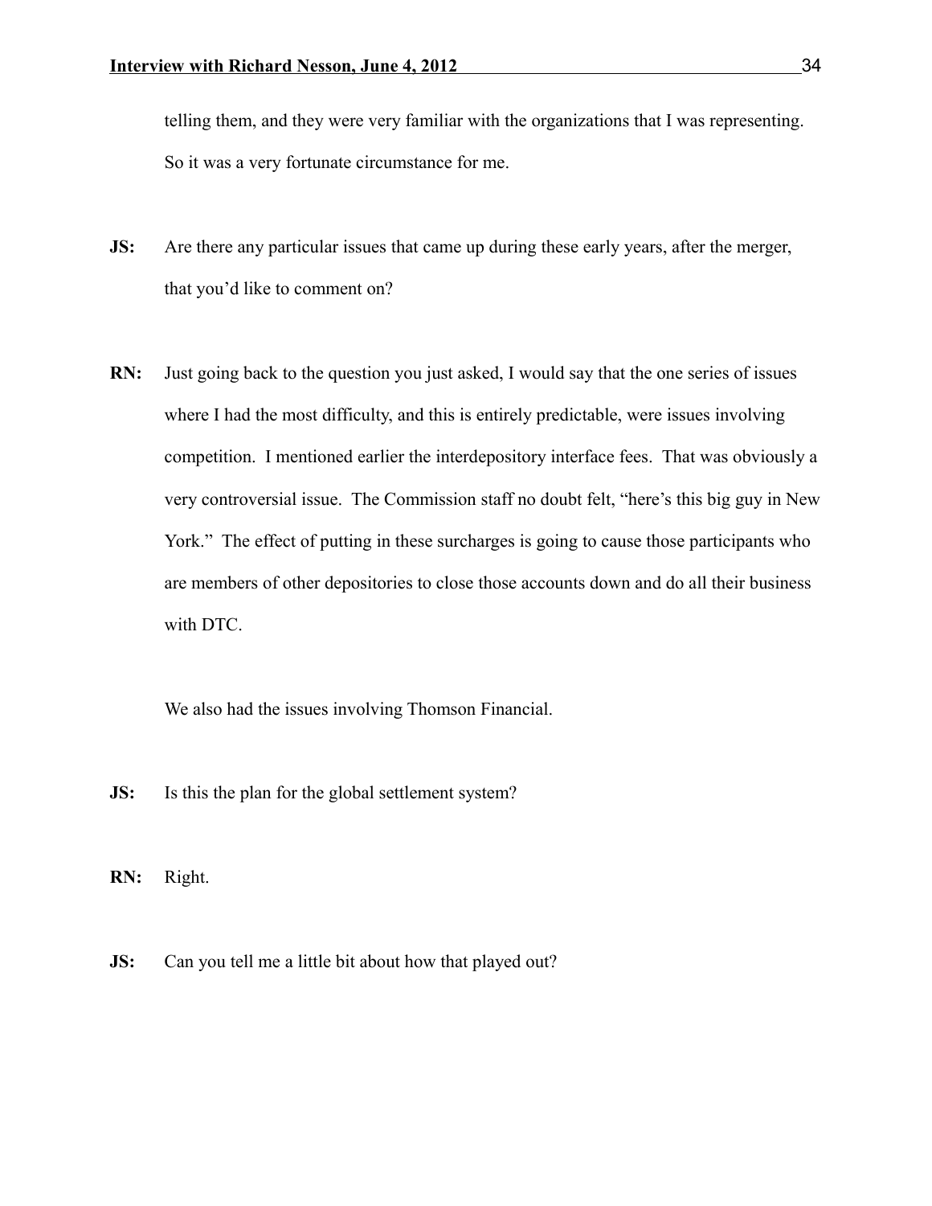telling them, and they were very familiar with the organizations that I was representing. So it was a very fortunate circumstance for me.

**JS:** Are there any particular issues that came up during these early years, after the merger, that you'd like to comment on?

**RN:** Just going back to the question you just asked, I would say that the one series of issues where I had the most difficulty, and this is entirely predictable, were issues involving competition. I mentioned earlier the interdepository interface fees. That was obviously a very controversial issue. The Commission staff no doubt felt, "here's this big guy in New York." The effect of putting in these surcharges is going to cause those participants who are members of other depositories to close those accounts down and do all their business with DTC.

We also had the issues involving Thomson Financial.

**JS:** Is this the plan for the global settlement system?

**RN:** Right.

**JS:** Can you tell me a little bit about how that played out?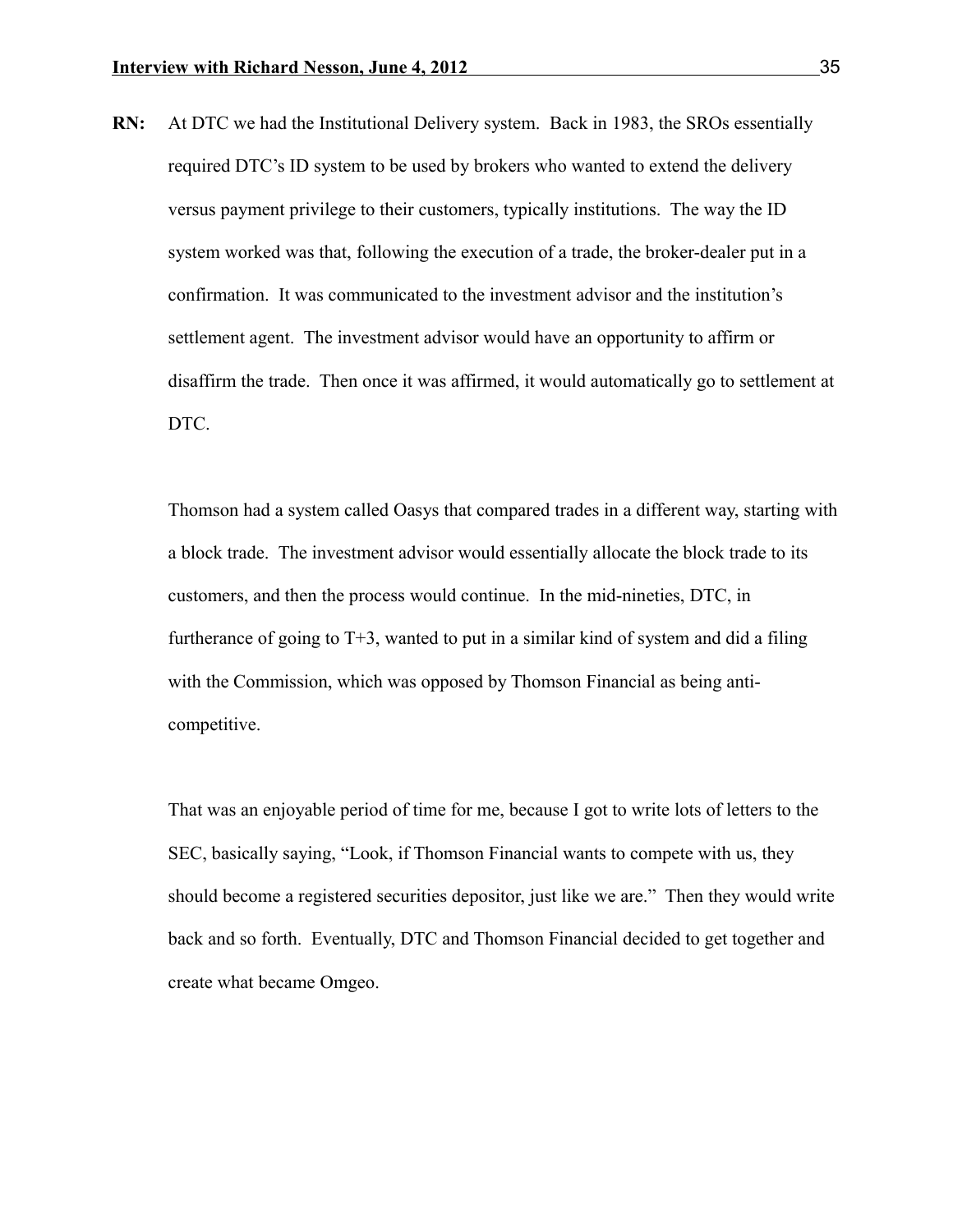**RN:** At DTC we had the Institutional Delivery system. Back in 1983, the SROs essentially required DTC's ID system to be used by brokers who wanted to extend the delivery versus payment privilege to their customers, typically institutions. The way the ID system worked was that, following the execution of a trade, the broker-dealer put in a confirmation. It was communicated to the investment advisor and the institution's settlement agent. The investment advisor would have an opportunity to affirm or disaffirm the trade. Then once it was affirmed, it would automatically go to settlement at DTC.

Thomson had a system called Oasys that compared trades in a different way, starting with a block trade. The investment advisor would essentially allocate the block trade to its customers, and then the process would continue. In the mid-nineties, DTC, in furtherance of going to T+3, wanted to put in a similar kind of system and did a filing with the Commission, which was opposed by Thomson Financial as being anti-competitive.

That was an enjoyable period of time for me, because I got to write lots of letters to the SEC, basically saying, "Look, if Thomson Financial wants to compete with us, they should become a registered securities depositor, just like we are." Then they would write back and so forth. Eventually, DTC and Thomson Financial decided to get together and create what became Omgeo.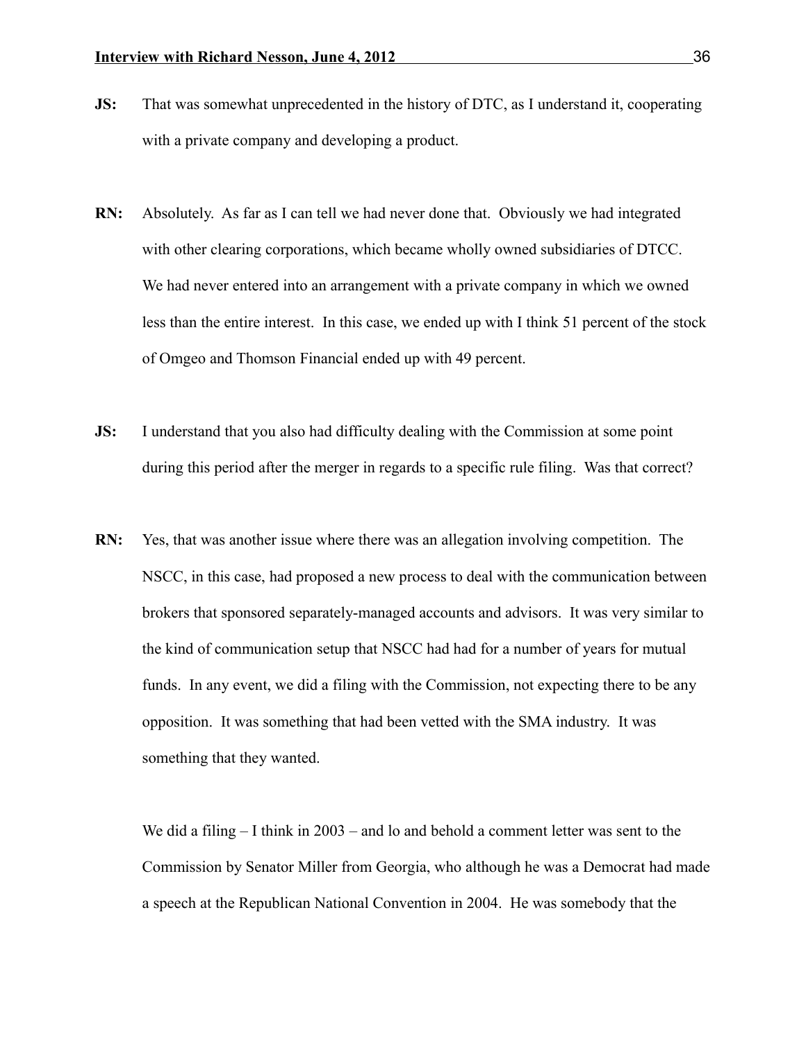**JS:** That was somewhat unprecedented in the history of DTC, as I understand it, cooperating with a private company and developing a product.

**RN:** Absolutely. As far as I can tell we had never done that. Obviously we had integrated with other clearing corporations, which became wholly owned subsidiaries of DTCC. We had never entered into an arrangement with a private company in which we owned less than the entire interest. In this case, we ended up with I think 51 percent of the stock of Omgeo and Thomson Financial ended up with 49 percent.

**JS:** I understand that you also had difficulty dealing with the Commission at some point during this period after the merger in regards to a specific rule filing. Was that correct?

**RN:** Yes, that was another issue where there was an allegation involving competition. The NSCC, in this case, had proposed a new process to deal with the communication between brokers that sponsored separately-managed accounts and advisors. It was very similar to the kind of communication setup that NSCC had had for a number of years for mutual funds. In any event, we did a filing with the Commission, not expecting there to be any opposition. It was something that had been vetted with the SMA industry. It was something that they wanted.

We did a filing – I think in 2003 – and lo and behold a comment letter was sent to the Commission by Senator Miller from Georgia, who although he was a Democrat had made a speech at the Republican National Convention in 2004. He was somebody that the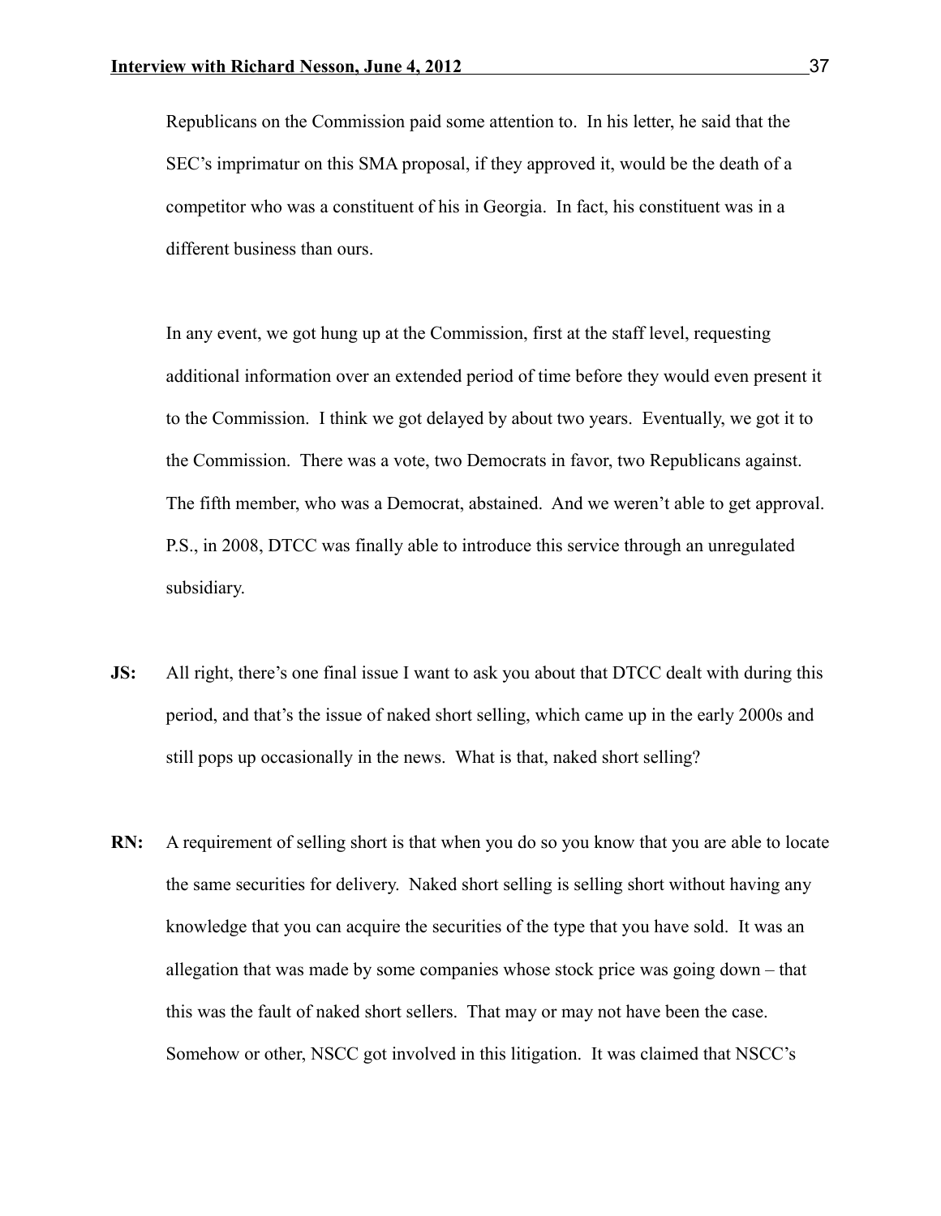Republicans on the Commission paid some attention to. In his letter, he said that the SEC's imprimatur on this SMA proposal, if they approved it, would be the death of a competitor who was a constituent of his in Georgia. In fact, his constituent was in a different business than ours.

In any event, we got hung up at the Commission, first at the staff level, requesting additional information over an extended period of time before they would even present it to the Commission. I think we got delayed by about two years. Eventually, we got it to the Commission. There was a vote, two Democrats in favor, two Republicans against. The fifth member, who was a Democrat, abstained. And we weren't able to get approval. P.S., in 2008, DTCC was finally able to introduce this service through an unregulated subsidiary.

**JS:** All right, there's one final issue I want to ask you about that DTCC dealt with during this period, and that's the issue of naked short selling, which came up in the early 2000s and still pops up occasionally in the news. What is that, naked short selling?

**RN:** A requirement of selling short is that when you do so you know that you are able to locate the same securities for delivery. Naked short selling is selling short without having any knowledge that you can acquire the securities of the type that you have sold. It was an allegation that was made by some companies whose stock price was going down – that this was the fault of naked short sellers. That may or may not have been the case. Somehow or other, NSCC got involved in this litigation. It was claimed that NSCC's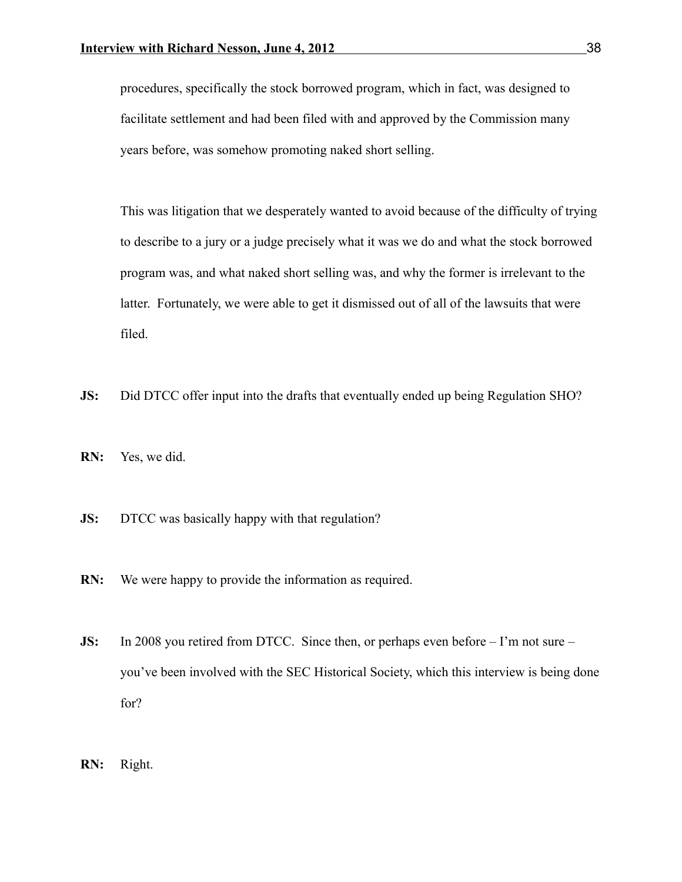procedures, specifically the stock borrowed program, which in fact, was designed to facilitate settlement and had been filed with and approved by the Commission many years before, was somehow promoting naked short selling.

This was litigation that we desperately wanted to avoid because of the difficulty of trying to describe to a jury or a judge precisely what it was we do and what the stock borrowed program was, and what naked short selling was, and why the former is irrelevant to the latter. Fortunately, we were able to get it dismissed out of all of the lawsuits that were filed.

**JS:** Did DTCC offer input into the drafts that eventually ended up being Regulation SHO?

**RN:** Yes, we did.

**JS:** DTCC was basically happy with that regulation?

**RN:** We were happy to provide the information as required.

**JS:** In 2008 you retired from DTCC. Since then, or perhaps even before – I'm not sure – you've been involved with the SEC Historical Society, which this interview is being done for?

**RN:** Right.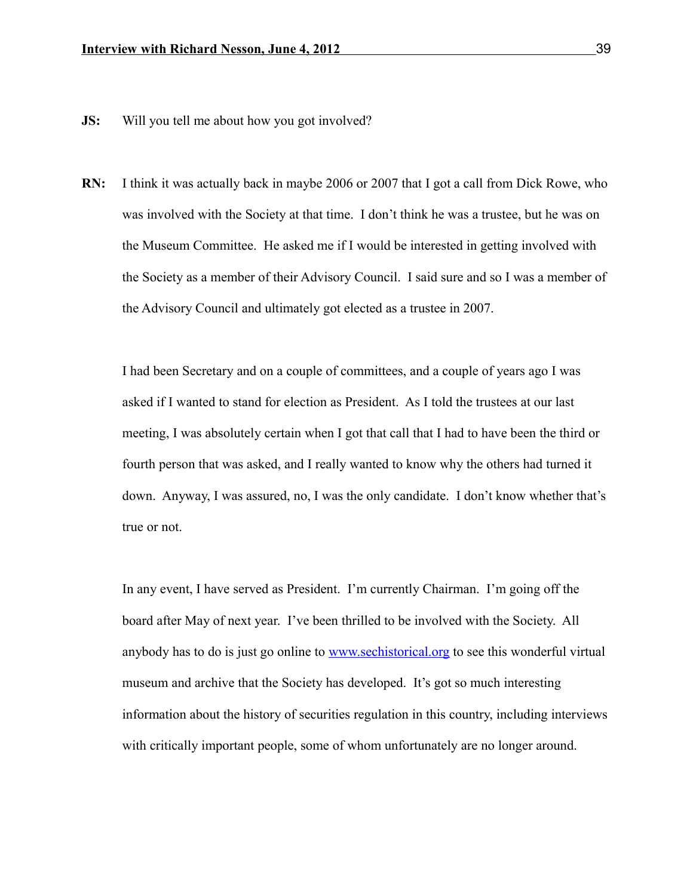**JS:** Will you tell me about how you got involved?

**RN:** I think it was actually back in maybe 2006 or 2007 that I got a call from Dick Rowe, who was involved with the Society at that time. I don't think he was a trustee, but he was on the Museum Committee. He asked me if I would be interested in getting involved with the Society as a member of their Advisory Council. I said sure and so I was a member of the Advisory Council and ultimately got elected as a trustee in 2007.

I had been Secretary and on a couple of committees, and a couple of years ago I was asked if I wanted to stand for election as President. As I told the trustees at our last meeting, I was absolutely certain when I got that call that I had to have been the third or fourth person that was asked, and I really wanted to know why the others had turned it down. Anyway, I was assured, no, I was the only candidate. I don't know whether that's true or not.

In any event, I have served as President. I'm currently Chairman. I'm going off the board after May of next year. I've been thrilled to be involved with the Society. All anybody has to do is just go online to [www.sechistorical.org](http://www.sechistorical.org) to see this wonderful virtual museum and archive that the Society has developed. It's got so much interesting information about the history of securities regulation in this country, including interviews with critically important people, some of whom unfortunately are no longer around.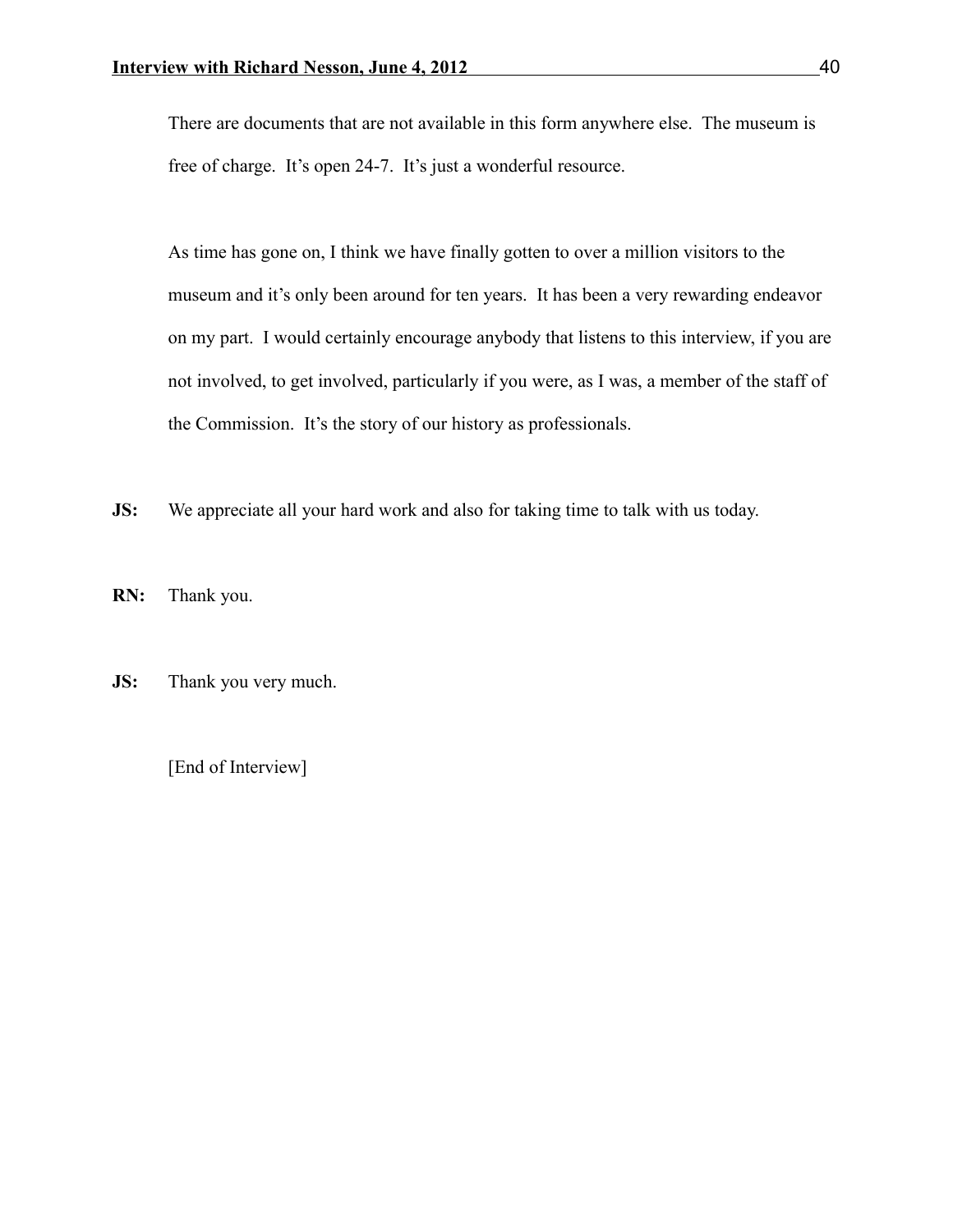There are documents that are not available in this form anywhere else. The museum is free of charge. It's open 24-7. It's just a wonderful resource.

As time has gone on, I think we have finally gotten to over a million visitors to the museum and it's only been around for ten years. It has been a very rewarding endeavor on my part. I would certainly encourage anybody that listens to this interview, if you are not involved, to get involved, particularly if you were, as I was, a member of the staff of the Commission. It's the story of our history as professionals.

**JS:** We appreciate all your hard work and also for taking time to talk with us today.

**RN:** Thank you.

**JS:** Thank you very much.

[End of Interview]